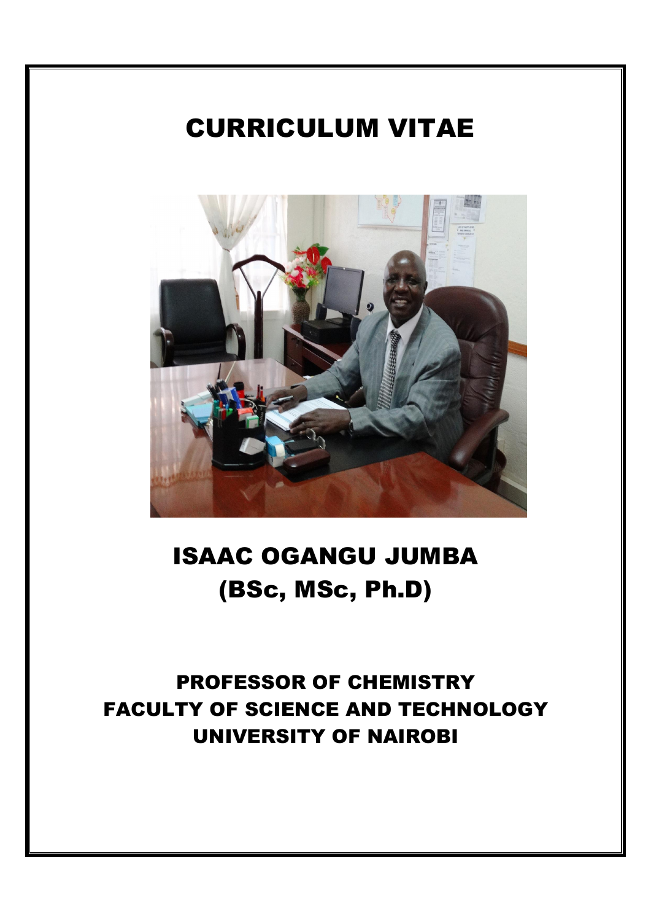# CURRICULUM VITAE

# ISAAC OGANGU JUMBA
# (BSc, MSc, Ph.D)

## PROFESSOR OF CHEMISTRY
## FACULTY OF SCIENCE AND TECHNOLOGY
## UNIVERSITY OF NAIROBI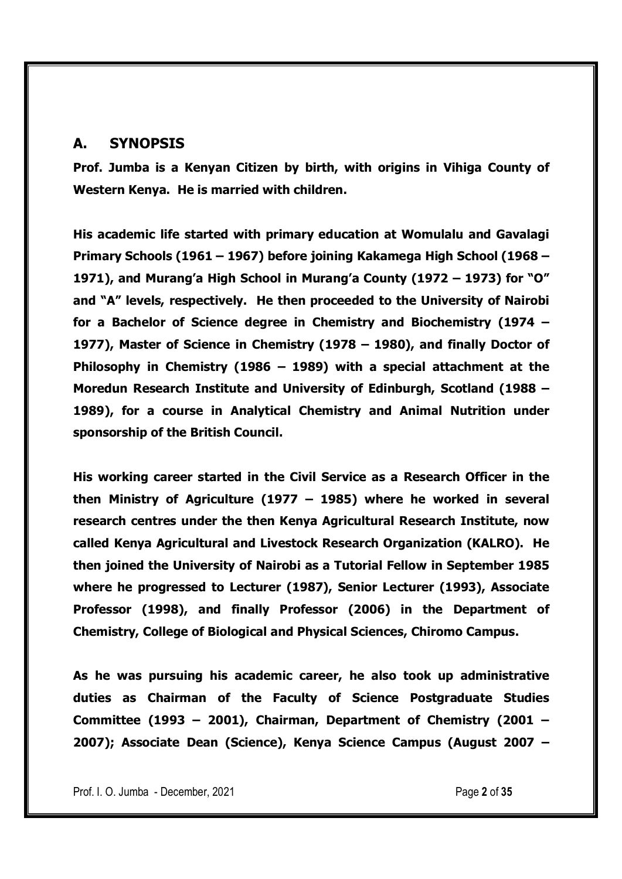## A. SYNOPSIS

**Prof. Jumba is a Kenyan Citizen by birth, with origins in Vihiga County of Western Kenya. He is married with children.**

**His academic life started with primary education at Womulalu and Gavalagi Primary Schools (1961 – 1967) before joining Kakamega High School (1968 – 1971), and Murang'a High School in Murang'a County (1972 – 1973) for "O" and "A" levels, respectively. He then proceeded to the University of Nairobi for a Bachelor of Science degree in Chemistry and Biochemistry (1974 – 1977), Master of Science in Chemistry (1978 – 1980), and finally Doctor of Philosophy in Chemistry (1986 – 1989) with a special attachment at the Moredun Research Institute and University of Edinburgh, Scotland (1988 – 1989), for a course in Analytical Chemistry and Animal Nutrition under sponsorship of the British Council.**

**His working career started in the Civil Service as a Research Officer in the then Ministry of Agriculture (1977 – 1985) where he worked in several research centres under the then Kenya Agricultural Research Institute, now called Kenya Agricultural and Livestock Research Organization (KALRO). He then joined the University of Nairobi as a Tutorial Fellow in September 1985 where he progressed to Lecturer (1987), Senior Lecturer (1993), Associate Professor (1998), and finally Professor (2006) in the Department of Chemistry, College of Biological and Physical Sciences, Chiromo Campus.**

**As he was pursuing his academic career, he also took up administrative duties as Chairman of the Faculty of Science Postgraduate Studies Committee (1993 – 2001), Chairman, Department of Chemistry (2001 – 2007); Associate Dean (Science), Kenya Science Campus (August 2007 –**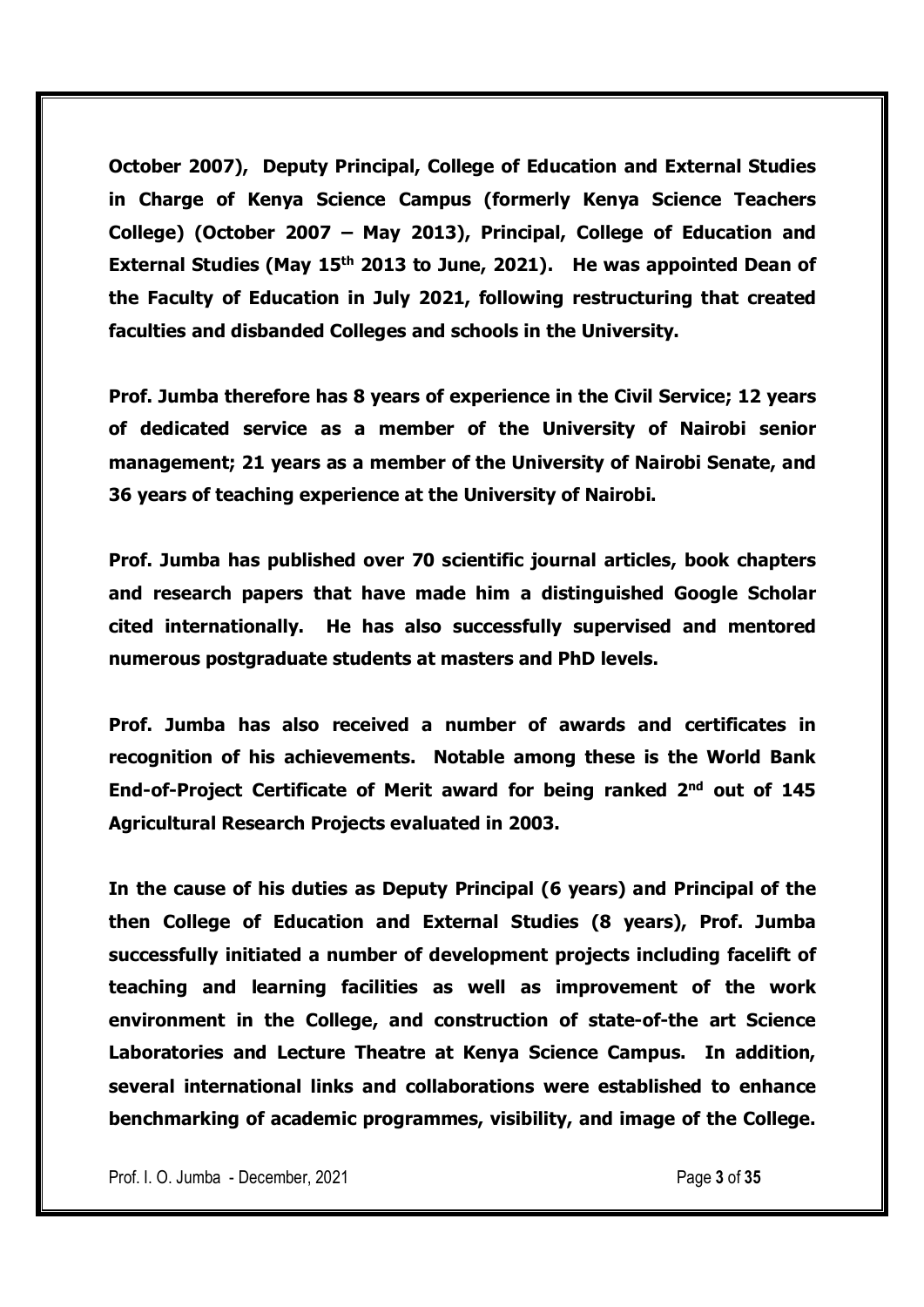**October 2007), Deputy Principal, College of Education and External Studies in Charge of Kenya Science Campus (formerly Kenya Science Teachers College) (October 2007 – May 2013), Principal, College of Education and External Studies (May 15th 2013 to June, 2021). He was appointed Dean of the Faculty of Education in July 2021, following restructuring that created faculties and disbanded Colleges and schools in the University.**

**Prof. Jumba therefore has 8 years of experience in the Civil Service; 12 years of dedicated service as a member of the University of Nairobi senior management; 21 years as a member of the University of Nairobi Senate, and 36 years of teaching experience at the University of Nairobi.**

**Prof. Jumba has published over 70 scientific journal articles, book chapters and research papers that have made him a distinguished Google Scholar cited internationally. He has also successfully supervised and mentored numerous postgraduate students at masters and PhD levels.**

**Prof. Jumba has also received a number of awards and certificates in recognition of his achievements. Notable among these is the World Bank End-of-Project Certificate of Merit award for being ranked 2nd out of 145 Agricultural Research Projects evaluated in 2003.**

**In the cause of his duties as Deputy Principal (6 years) and Principal of the then College of Education and External Studies (8 years), Prof. Jumba successfully initiated a number of development projects including facelift of teaching and learning facilities as well as improvement of the work environment in the College, and construction of state-of-the art Science Laboratories and Lecture Theatre at Kenya Science Campus. In addition, several international links and collaborations were established to enhance benchmarking of academic programmes, visibility, and image of the College.**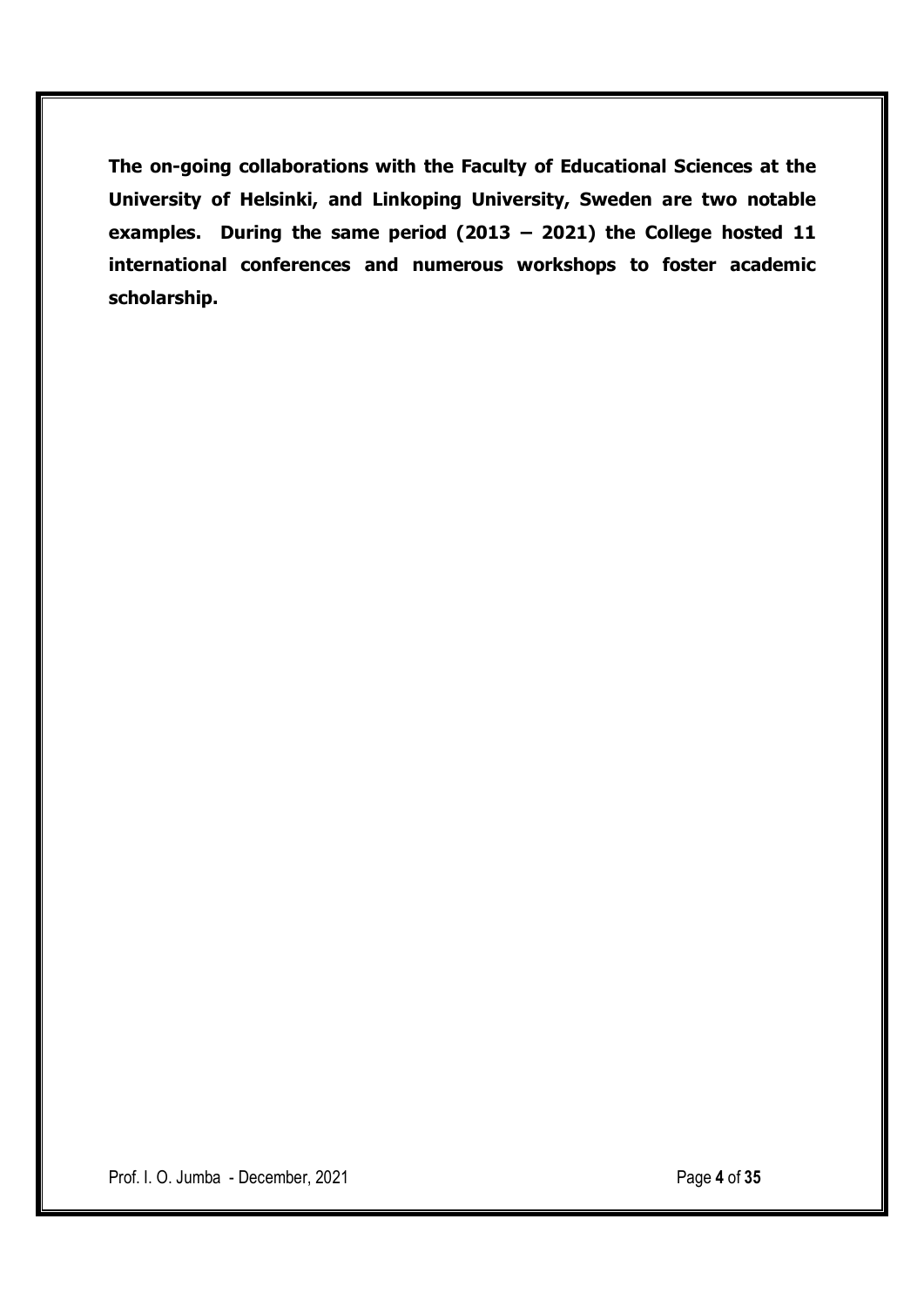**The on-going collaborations with the Faculty of Educational Sciences at the University of Helsinki, and Linkoping University, Sweden are two notable examples. During the same period (2013 – 2021) the College hosted 11 international conferences and numerous workshops to foster academic scholarship.**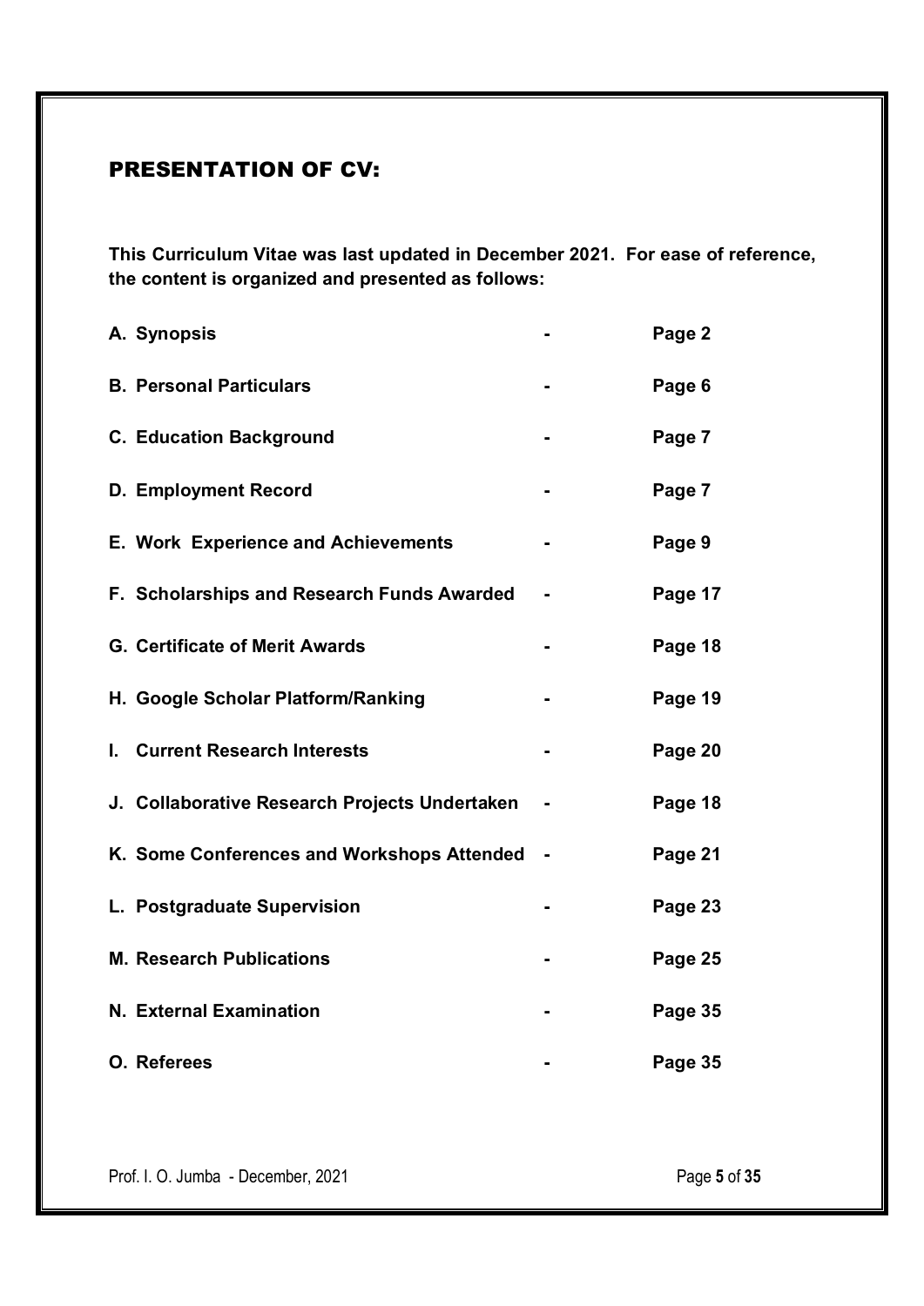## PRESENTATION OF CV:

**This Curriculum Vitae was last updated in December 2021. For ease of reference, the content is organized and presented as follows:**

| | | |
|---|---|---|
| **A. Synopsis** | **-** | **Page 2** |
| **B. Personal Particulars** | **-** | **Page 6** |
| **C. Education Background** | **-** | **Page 7** |
| **D. Employment Record** | **-** | **Page 7** |
| **E. Work Experience and Achievements** | **-** | **Page 9** |
| **F. Scholarships and Research Funds Awarded** | **-** | **Page 17** |
| **G. Certificate of Merit Awards** | **-** | **Page 18** |
| **H. Google Scholar Platform/Ranking** | **-** | **Page 19** |
| **I. Current Research Interests** | **-** | **Page 20** |
| **J. Collaborative Research Projects Undertaken** | **-** | **Page 18** |
| **K. Some Conferences and Workshops Attended** | **-** | **Page 21** |
| **L. Postgraduate Supervision** | **-** | **Page 23** |
| **M. Research Publications** | **-** | **Page 25** |
| **N. External Examination** | **-** | **Page 35** |
| **O. Referees** | **-** | **Page 35** |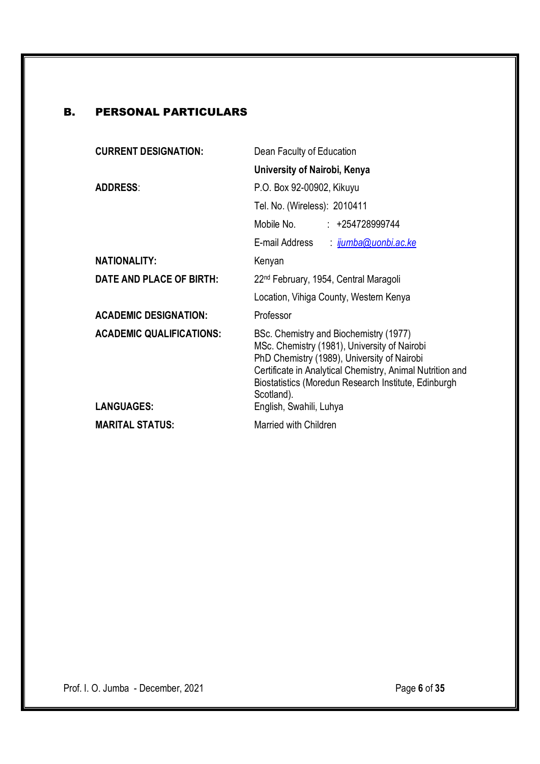## B. PERSONAL PARTICULARS

| | |
|---|---|
| **CURRENT DESIGNATION:** | Dean Faculty of Education |
| | **University of Nairobi, Kenya** |
| **ADDRESS**: | P.O. Box 92-00902, Kikuyu |
| | Tel. No. (Wireless): 2010411 |
| | Mobile No. : +254728999744 |
| | E-mail Address : *ijumba@uonbi.ac.ke* |
| **NATIONALITY:** | Kenyan |
| **DATE AND PLACE OF BIRTH:** | 22nd February, 1954, Central Maragoli Location, Vihiga County, Western Kenya |
| **ACADEMIC DESIGNATION:** | Professor |
| **ACADEMIC QUALIFICATIONS:** | BSc. Chemistry and Biochemistry (1977)<br>MSc. Chemistry (1981), University of Nairobi<br>PhD Chemistry (1989), University of Nairobi<br>Certificate in Analytical Chemistry, Animal Nutrition and Biostatistics (Moredun Research Institute, Edinburgh Scotland). |
| **LANGUAGES:** | English, Swahili, Luhya |
| **MARITAL STATUS:** | Married with Children |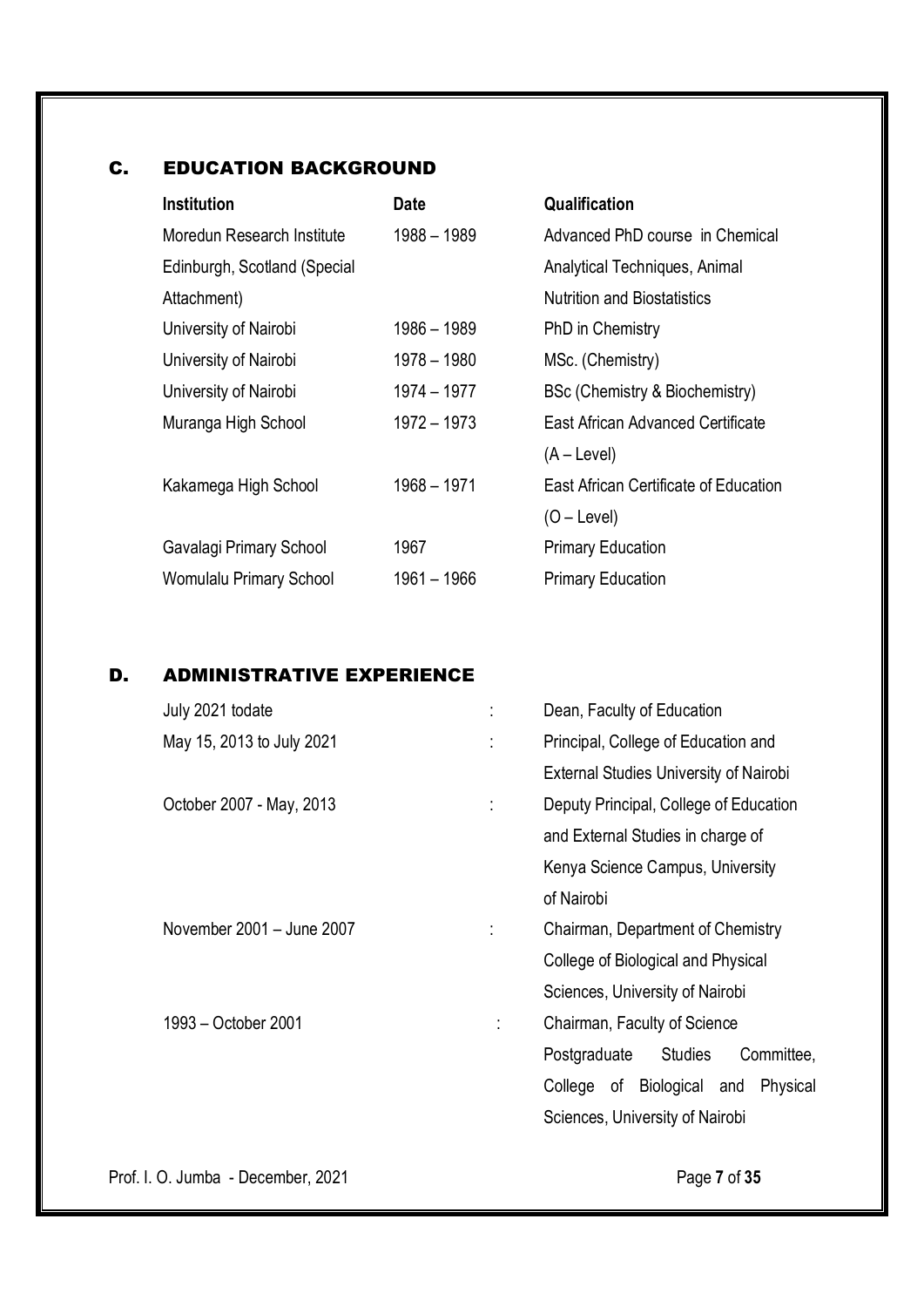## C. EDUCATION BACKGROUND

| Institution | Date | Qualification |
| --- | --- | --- |
| Moredun Research Institute Edinburgh, Scotland (Special Attachment) | 1988 – 1989 | Advanced PhD course in Chemical Analytical Techniques, Animal Nutrition and Biostatistics |
| University of Nairobi | 1986 – 1989 | PhD in Chemistry |
| University of Nairobi | 1978 – 1980 | MSc. (Chemistry) |
| University of Nairobi | 1974 – 1977 | BSc (Chemistry & Biochemistry) |
| Muranga High School | 1972 – 1973 | East African Advanced Certificate (A – Level) |
| Kakamega High School | 1968 – 1971 | East African Certificate of Education (O – Level) |
| Gavalagi Primary School | 1967 | Primary Education |
| Womulalu Primary School | 1961 – 1966 | Primary Education |

## D. ADMINISTRATIVE EXPERIENCE

| | | |
| --- | --- | --- |
| July 2021 todate | : | Dean, Faculty of Education |
| May 15, 2013 to July 2021 | : | Principal, College of Education and External Studies University of Nairobi |
| October 2007 - May, 2013 | : | Deputy Principal, College of Education and External Studies in charge of Kenya Science Campus, University of Nairobi |
| November 2001 – June 2007 | : | Chairman, Department of Chemistry College of Biological and Physical Sciences, University of Nairobi |
| 1993 – October 2001 | : | Chairman, Faculty of Science Postgraduate Studies Committee, College of Biological and Physical Sciences, University of Nairobi |

Prof. I. O. Jumba - December, 2021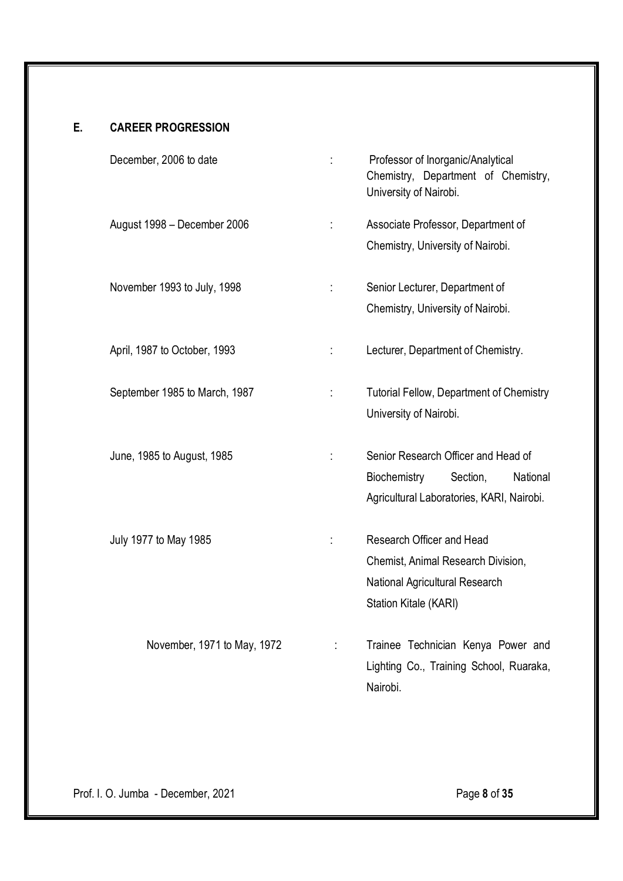## E. CAREER PROGRESSION

| | | |
|---|---|---|
| December, 2006 to date | : | Professor of Inorganic/Analytical Chemistry, Department of Chemistry, University of Nairobi. |
| August 1998 – December 2006 | : | Associate Professor, Department of Chemistry, University of Nairobi. |
| November 1993 to July, 1998 | : | Senior Lecturer, Department of Chemistry, University of Nairobi. |
| April, 1987 to October, 1993 | : | Lecturer, Department of Chemistry. |
| September 1985 to March, 1987 | : | Tutorial Fellow, Department of Chemistry University of Nairobi. |
| June, 1985 to August, 1985 | : | Senior Research Officer and Head of Biochemistry Section, National Agricultural Laboratories, KARI, Nairobi. |
| July 1977 to May 1985 | : | Research Officer and Head Chemist, Animal Research Division, National Agricultural Research Station Kitale (KARI) |
| November, 1971 to May, 1972 | : | Trainee Technician Kenya Power and Lighting Co., Training School, Ruaraka, Nairobi. |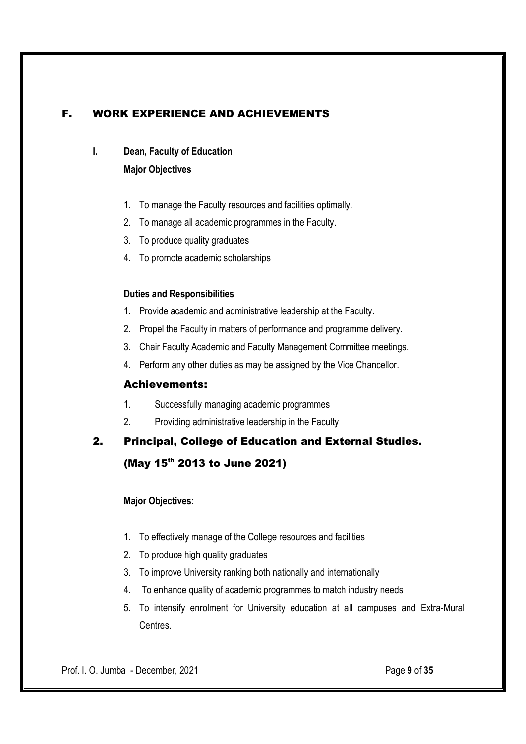## F. WORK EXPERIENCE AND ACHIEVEMENTS

### I. Dean, Faculty of Education

**Major Objectives**

1. To manage the Faculty resources and facilities optimally.
2. To manage all academic programmes in the Faculty.
3. To produce quality graduates
4. To promote academic scholarships

**Duties and Responsibilities**

1. Provide academic and administrative leadership at the Faculty.
2. Propel the Faculty in matters of performance and programme delivery.
3. Chair Faculty Academic and Faculty Management Committee meetings.
4. Perform any other duties as may be assigned by the Vice Chancellor.

#### Achievements:

1. Successfully managing academic programmes
2. Providing administrative leadership in the Faculty

### 2. Principal, College of Education and External Studies. (May 15th 2013 to June 2021)

**Major Objectives:**

1. To effectively manage of the College resources and facilities
2. To produce high quality graduates
3. To improve University ranking both nationally and internationally
4. To enhance quality of academic programmes to match industry needs
5. To intensify enrolment for University education at all campuses and Extra-Mural Centres.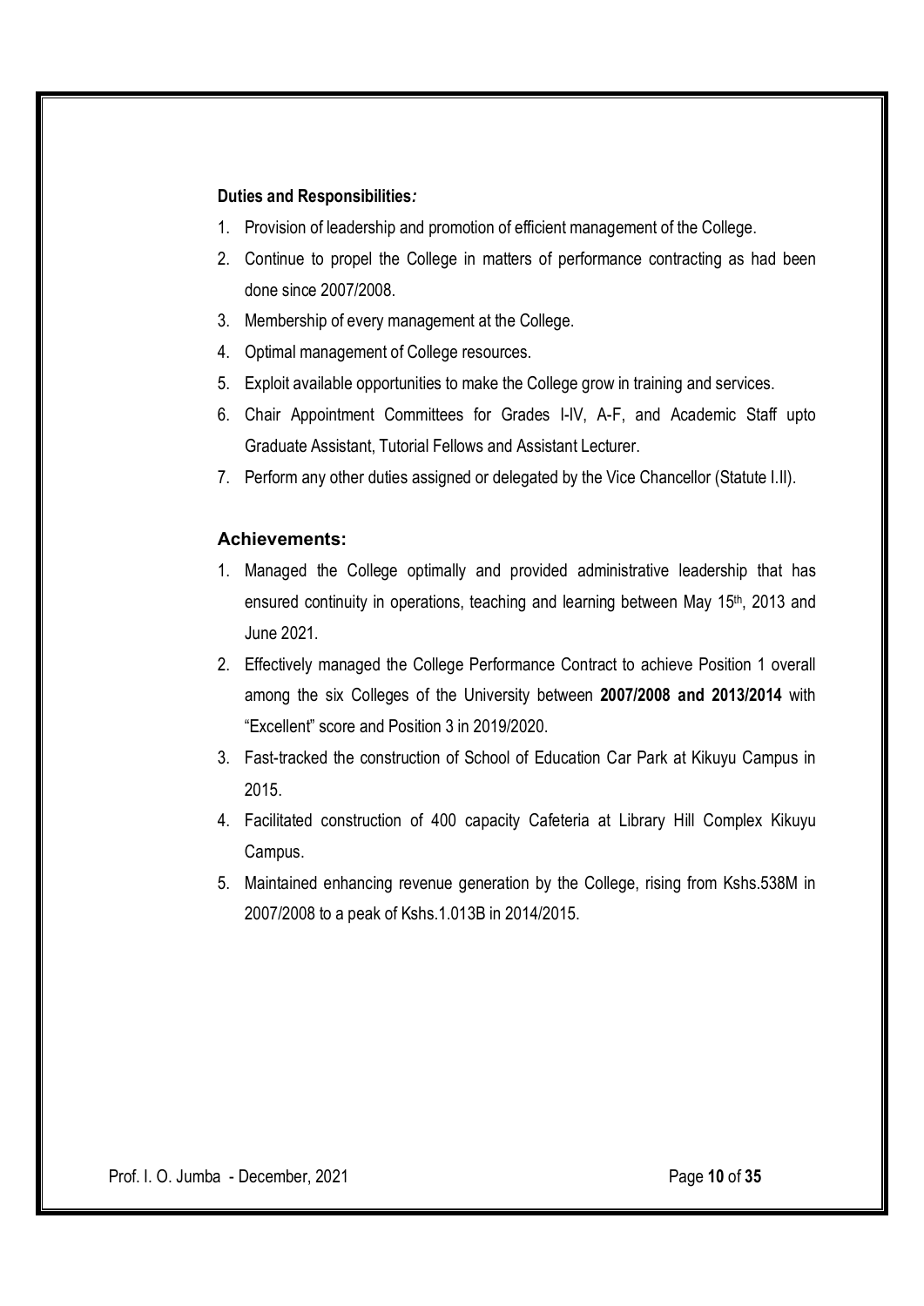**Duties and Responsibilities*:***

1. Provision of leadership and promotion of efficient management of the College.
2. Continue to propel the College in matters of performance contracting as had been done since 2007/2008.
3. Membership of every management at the College.
4. Optimal management of College resources.
5. Exploit available opportunities to make the College grow in training and services.
6. Chair Appointment Committees for Grades I-IV, A-F, and Academic Staff upto Graduate Assistant, Tutorial Fellows and Assistant Lecturer.
7. Perform any other duties assigned or delegated by the Vice Chancellor (Statute I.II).

**Achievements:**

1. Managed the College optimally and provided administrative leadership that has ensured continuity in operations, teaching and learning between May 15th, 2013 and June 2021.
2. Effectively managed the College Performance Contract to achieve Position 1 overall among the six Colleges of the University between **2007/2008 and 2013/2014** with "Excellent" score and Position 3 in 2019/2020.
3. Fast-tracked the construction of School of Education Car Park at Kikuyu Campus in 2015.
4. Facilitated construction of 400 capacity Cafeteria at Library Hill Complex Kikuyu Campus.
5. Maintained enhancing revenue generation by the College, rising from Kshs.538M in 2007/2008 to a peak of Kshs.1.013B in 2014/2015.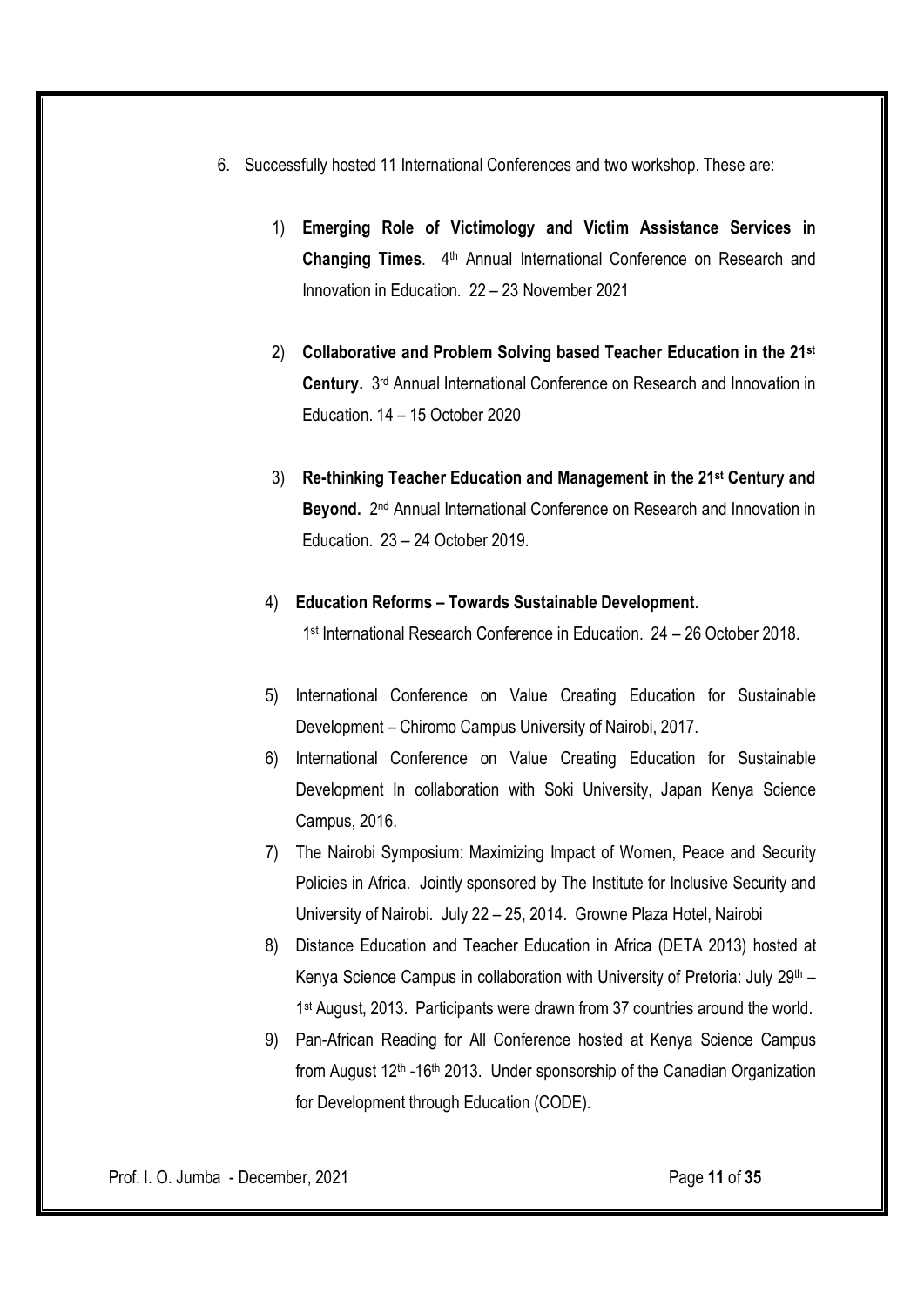6. Successfully hosted 11 International Conferences and two workshop. These are:

    1) **Emerging Role of Victimology and Victim Assistance Services in Changing Times**. 4th Annual International Conference on Research and Innovation in Education. 22 – 23 November 2021

    2) **Collaborative and Problem Solving based Teacher Education in the 21st Century.** 3rd Annual International Conference on Research and Innovation in Education. 14 – 15 October 2020

    3) **Re-thinking Teacher Education and Management in the 21st Century and Beyond.** 2nd Annual International Conference on Research and Innovation in Education. 23 – 24 October 2019.

    4) **Education Reforms – Towards Sustainable Development**.
    1st International Research Conference in Education. 24 – 26 October 2018.

    5) International Conference on Value Creating Education for Sustainable Development – Chiromo Campus University of Nairobi, 2017.

    6) International Conference on Value Creating Education for Sustainable Development In collaboration with Soki University, Japan Kenya Science Campus, 2016.

    7) The Nairobi Symposium: Maximizing Impact of Women, Peace and Security Policies in Africa. Jointly sponsored by The Institute for Inclusive Security and University of Nairobi. July 22 – 25, 2014. Growne Plaza Hotel, Nairobi

    8) Distance Education and Teacher Education in Africa (DETA 2013) hosted at Kenya Science Campus in collaboration with University of Pretoria: July 29th – 1st August, 2013. Participants were drawn from 37 countries around the world.

    9) Pan-African Reading for All Conference hosted at Kenya Science Campus from August 12th -16th 2013. Under sponsorship of the Canadian Organization for Development through Education (CODE).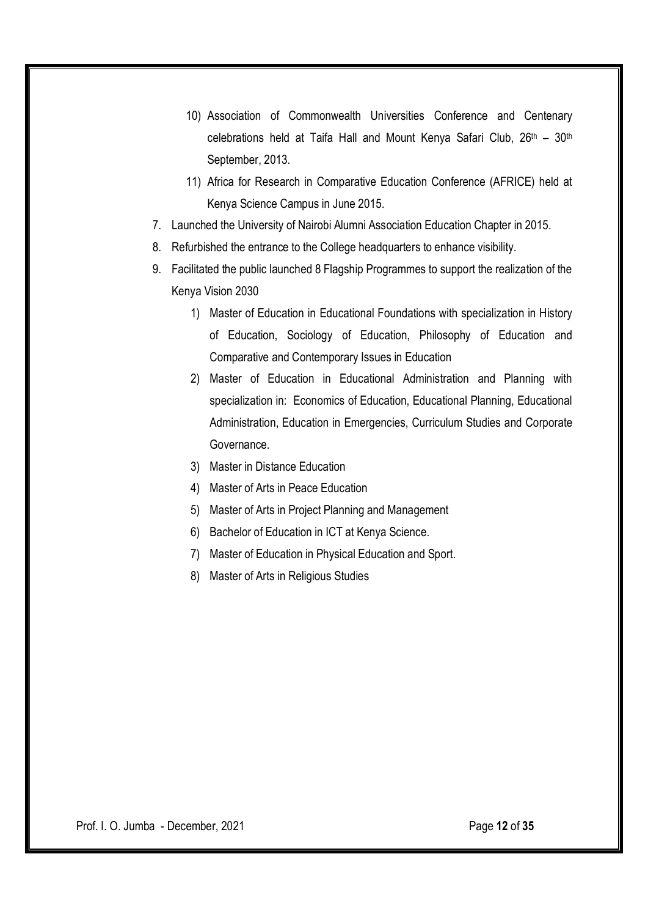10) Association of Commonwealth Universities Conference and Centenary celebrations held at Taifa Hall and Mount Kenya Safari Club, 26th – 30th September, 2013.
11) Africa for Research in Comparative Education Conference (AFRICE) held at Kenya Science Campus in June 2015.

7. Launched the University of Nairobi Alumni Association Education Chapter in 2015.
8. Refurbished the entrance to the College headquarters to enhance visibility.
9. Facilitated the public launched 8 Flagship Programmes to support the realization of the Kenya Vision 2030
    1) Master of Education in Educational Foundations with specialization in History of Education, Sociology of Education, Philosophy of Education and Comparative and Contemporary Issues in Education
    2) Master of Education in Educational Administration and Planning with specialization in: Economics of Education, Educational Planning, Educational Administration, Education in Emergencies, Curriculum Studies and Corporate Governance.
    3) Master in Distance Education
    4) Master of Arts in Peace Education
    5) Master of Arts in Project Planning and Management
    6) Bachelor of Education in ICT at Kenya Science.
    7) Master of Education in Physical Education and Sport.
    8) Master of Arts in Religious Studies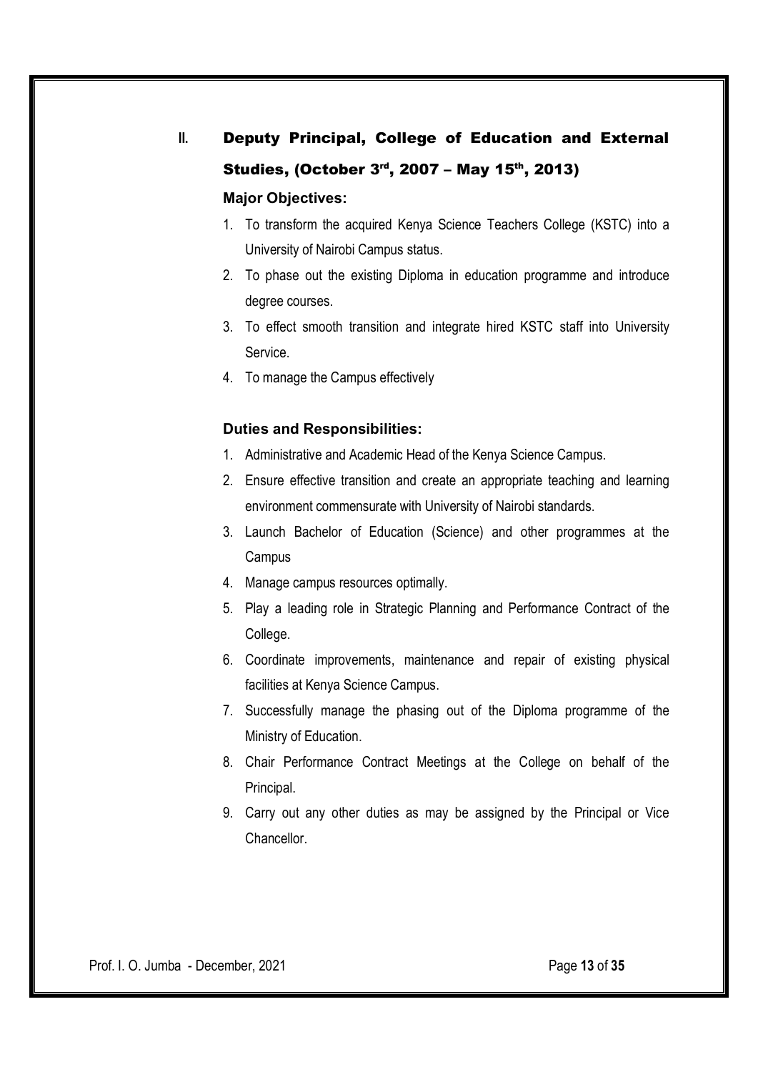## II. Deputy Principal, College of Education and External Studies, (October 3rd, 2007 – May 15th, 2013)

**Major Objectives:**

1. To transform the acquired Kenya Science Teachers College (KSTC) into a University of Nairobi Campus status.
2. To phase out the existing Diploma in education programme and introduce degree courses.
3. To effect smooth transition and integrate hired KSTC staff into University Service.
4. To manage the Campus effectively

**Duties and Responsibilities:**

1. Administrative and Academic Head of the Kenya Science Campus.
2. Ensure effective transition and create an appropriate teaching and learning environment commensurate with University of Nairobi standards.
3. Launch Bachelor of Education (Science) and other programmes at the Campus
4. Manage campus resources optimally.
5. Play a leading role in Strategic Planning and Performance Contract of the College.
6. Coordinate improvements, maintenance and repair of existing physical facilities at Kenya Science Campus.
7. Successfully manage the phasing out of the Diploma programme of the Ministry of Education.
8. Chair Performance Contract Meetings at the College on behalf of the Principal.
9. Carry out any other duties as may be assigned by the Principal or Vice Chancellor.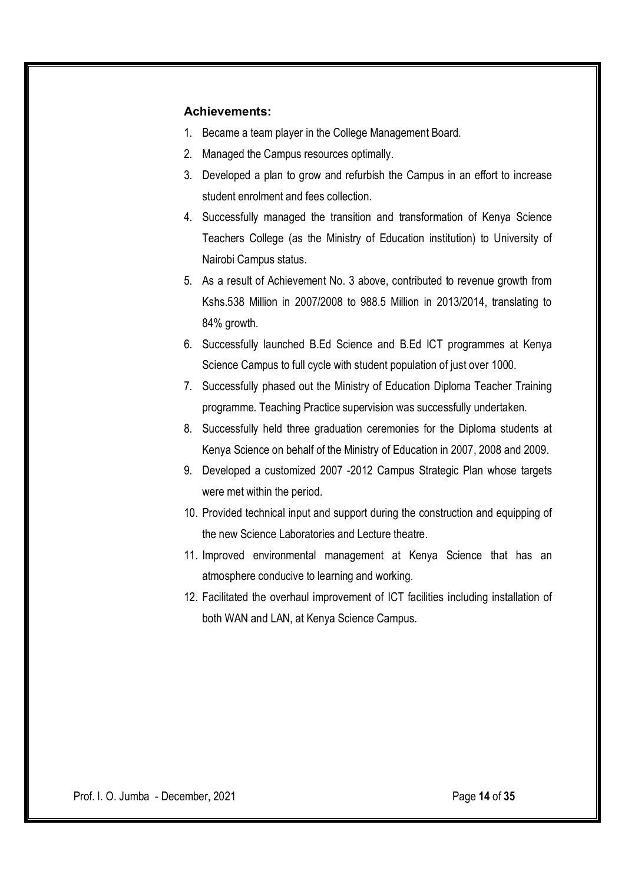### Achievements:

1. Became a team player in the College Management Board.
2. Managed the Campus resources optimally.
3. Developed a plan to grow and refurbish the Campus in an effort to increase student enrolment and fees collection.
4. Successfully managed the transition and transformation of Kenya Science Teachers College (as the Ministry of Education institution) to University of Nairobi Campus status.
5. As a result of Achievement No. 3 above, contributed to revenue growth from Kshs.538 Million in 2007/2008 to 988.5 Million in 2013/2014, translating to 84% growth.
6. Successfully launched B.Ed Science and B.Ed ICT programmes at Kenya Science Campus to full cycle with student population of just over 1000.
7. Successfully phased out the Ministry of Education Diploma Teacher Training programme. Teaching Practice supervision was successfully undertaken.
8. Successfully held three graduation ceremonies for the Diploma students at Kenya Science on behalf of the Ministry of Education in 2007, 2008 and 2009.
9. Developed a customized 2007 -2012 Campus Strategic Plan whose targets were met within the period.
10. Provided technical input and support during the construction and equipping of the new Science Laboratories and Lecture theatre.
11. Improved environmental management at Kenya Science that has an atmosphere conducive to learning and working.
12. Facilitated the overhaul improvement of ICT facilities including installation of both WAN and LAN, at Kenya Science Campus.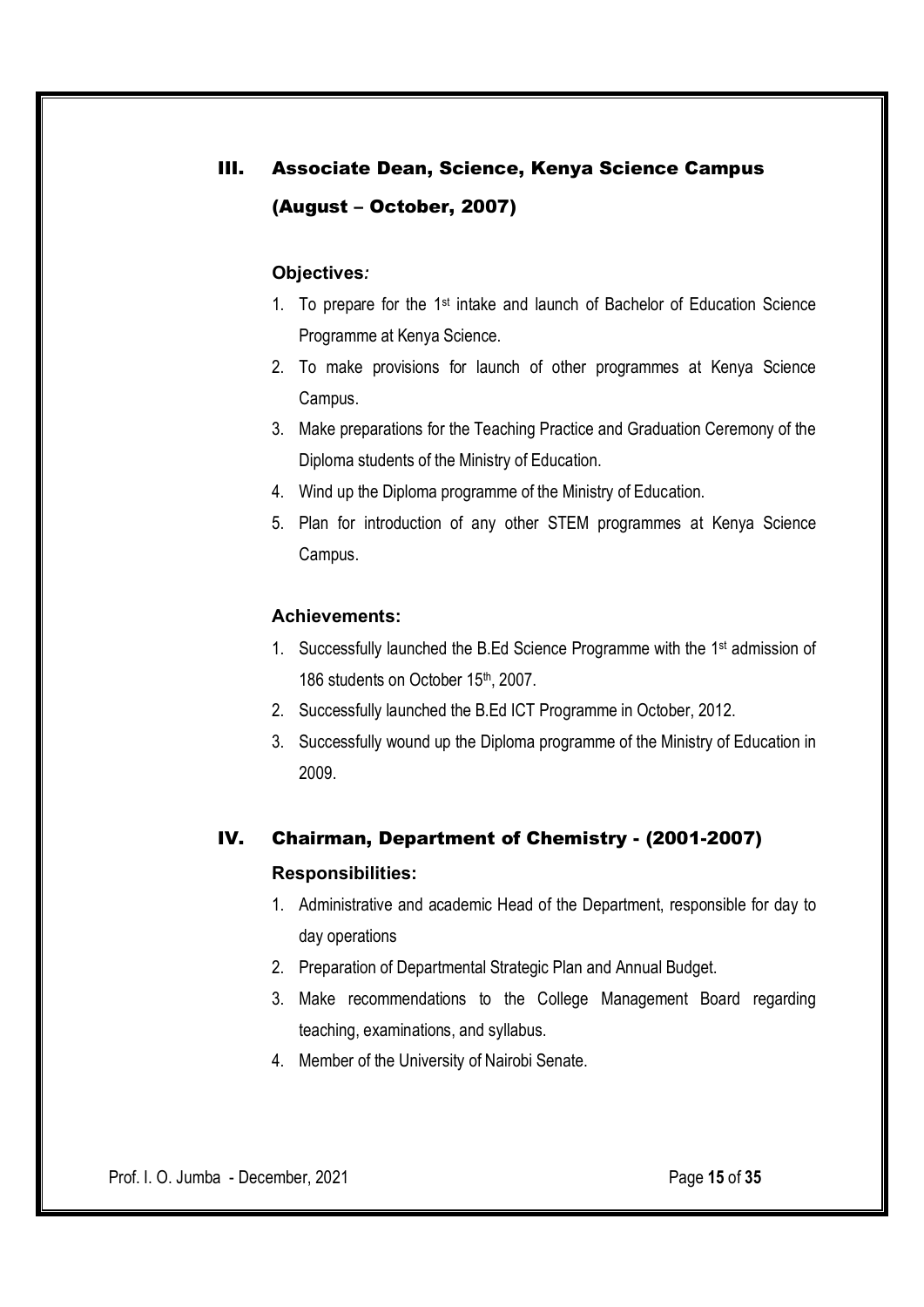## III. Associate Dean, Science, Kenya Science Campus (August – October, 2007)

**Objectives:**

1. To prepare for the 1st intake and launch of Bachelor of Education Science Programme at Kenya Science.
2. To make provisions for launch of other programmes at Kenya Science Campus.
3. Make preparations for the Teaching Practice and Graduation Ceremony of the Diploma students of the Ministry of Education.
4. Wind up the Diploma programme of the Ministry of Education.
5. Plan for introduction of any other STEM programmes at Kenya Science Campus.

**Achievements:**

1. Successfully launched the B.Ed Science Programme with the 1st admission of 186 students on October 15th, 2007.
2. Successfully launched the B.Ed ICT Programme in October, 2012.
3. Successfully wound up the Diploma programme of the Ministry of Education in 2009.

## IV. Chairman, Department of Chemistry - (2001-2007)

**Responsibilities:**

1. Administrative and academic Head of the Department, responsible for day to day operations
2. Preparation of Departmental Strategic Plan and Annual Budget.
3. Make recommendations to the College Management Board regarding teaching, examinations, and syllabus.
4. Member of the University of Nairobi Senate.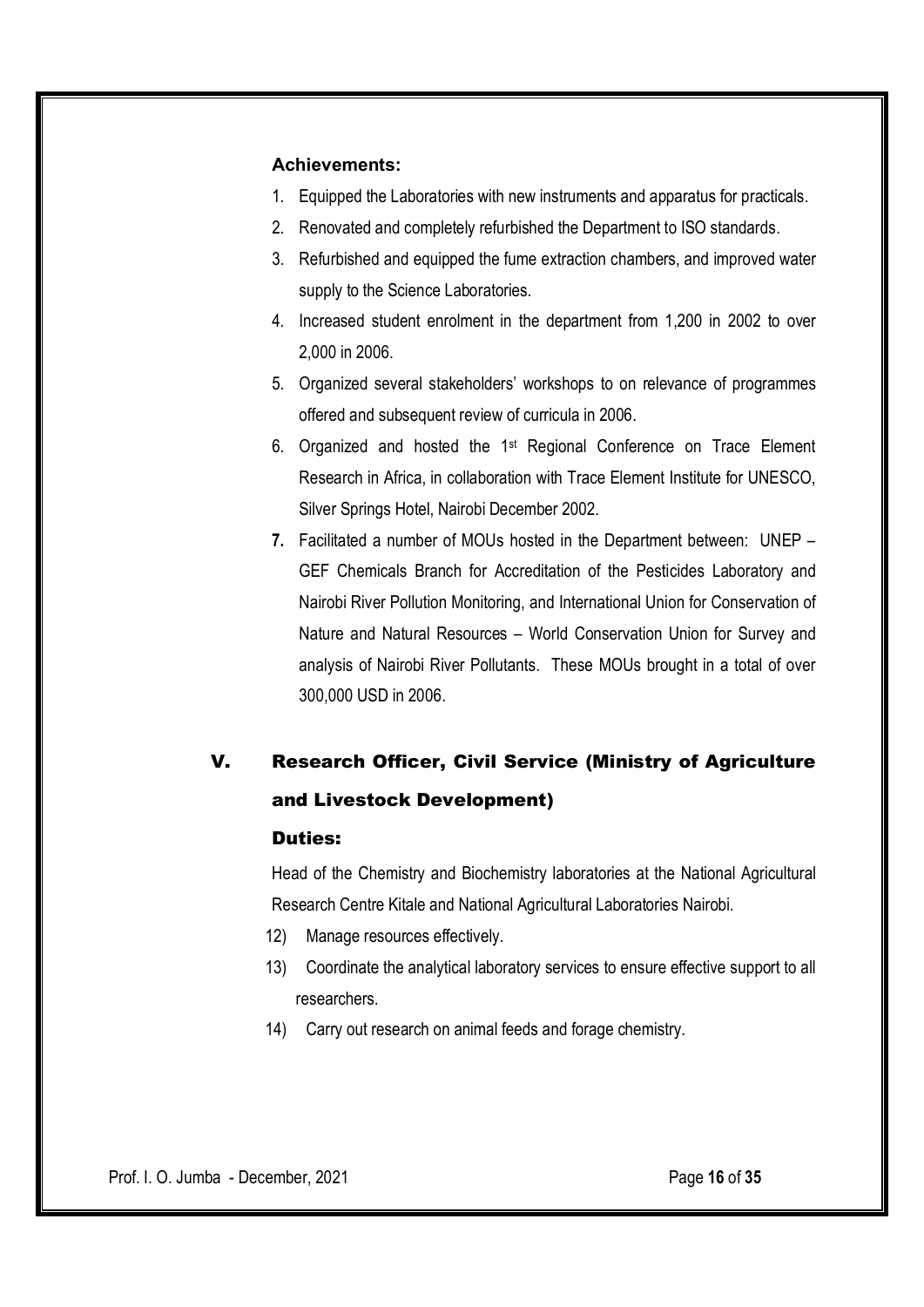**Achievements:**

1. Equipped the Laboratories with new instruments and apparatus for practicals.
2. Renovated and completely refurbished the Department to ISO standards.
3. Refurbished and equipped the fume extraction chambers, and improved water supply to the Science Laboratories.
4. Increased student enrolment in the department from 1,200 in 2002 to over 2,000 in 2006.
5. Organized several stakeholders' workshops to on relevance of programmes offered and subsequent review of curricula in 2006.
6. Organized and hosted the 1st Regional Conference on Trace Element Research in Africa, in collaboration with Trace Element Institute for UNESCO, Silver Springs Hotel, Nairobi December 2002.
7. Facilitated a number of MOUs hosted in the Department between: UNEP – GEF Chemicals Branch for Accreditation of the Pesticides Laboratory and Nairobi River Pollution Monitoring, and International Union for Conservation of Nature and Natural Resources – World Conservation Union for Survey and analysis of Nairobi River Pollutants. These MOUs brought in a total of over 300,000 USD in 2006.

## V. Research Officer, Civil Service (Ministry of Agriculture and Livestock Development)

### Duties:

Head of the Chemistry and Biochemistry laboratories at the National Agricultural Research Centre Kitale and National Agricultural Laboratories Nairobi.

12) Manage resources effectively.
13) Coordinate the analytical laboratory services to ensure effective support to all researchers.
14) Carry out research on animal feeds and forage chemistry.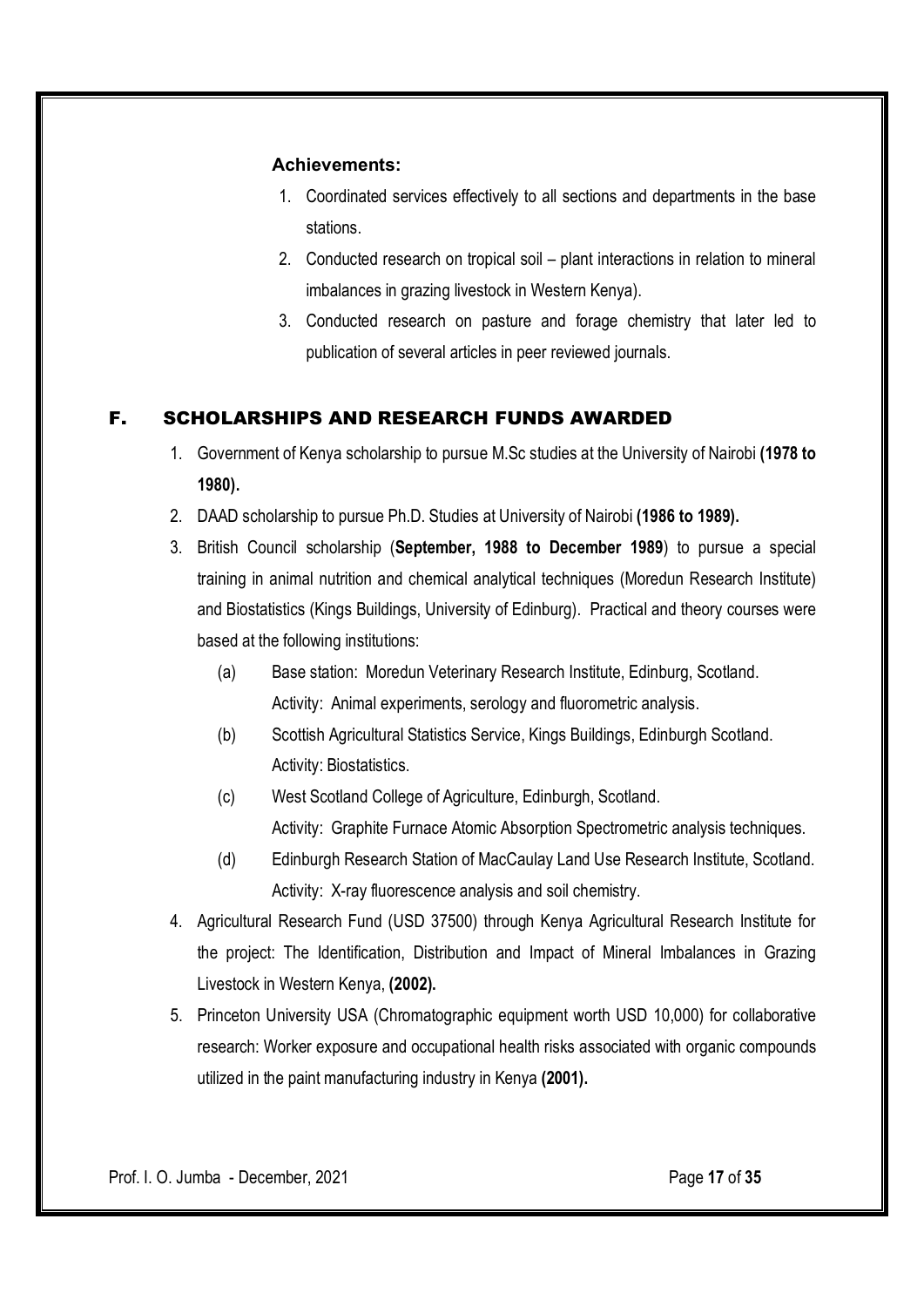**Achievements:**

1. Coordinated services effectively to all sections and departments in the base stations.
2. Conducted research on tropical soil – plant interactions in relation to mineral imbalances in grazing livestock in Western Kenya).
3. Conducted research on pasture and forage chemistry that later led to publication of several articles in peer reviewed journals.

## F. SCHOLARSHIPS AND RESEARCH FUNDS AWARDED

1. Government of Kenya scholarship to pursue M.Sc studies at the University of Nairobi **(1978 to 1980).**
2. DAAD scholarship to pursue Ph.D. Studies at University of Nairobi **(1986 to 1989).**
3. British Council scholarship (**September, 1988 to December 1989**) to pursue a special training in animal nutrition and chemical analytical techniques (Moredun Research Institute) and Biostatistics (Kings Buildings, University of Edinburg). Practical and theory courses were based at the following institutions:
   - (a) Base station: Moredun Veterinary Research Institute, Edinburg, Scotland. Activity: Animal experiments, serology and fluorometric analysis.
   - (b) Scottish Agricultural Statistics Service, Kings Buildings, Edinburgh Scotland. Activity: Biostatistics.
   - (c) West Scotland College of Agriculture, Edinburgh, Scotland. Activity: Graphite Furnace Atomic Absorption Spectrometric analysis techniques.
   - (d) Edinburgh Research Station of MacCaulay Land Use Research Institute, Scotland. Activity: X-ray fluorescence analysis and soil chemistry.
4. Agricultural Research Fund (USD 37500) through Kenya Agricultural Research Institute for the project: The Identification, Distribution and Impact of Mineral Imbalances in Grazing Livestock in Western Kenya, **(2002).**
5. Princeton University USA (Chromatographic equipment worth USD 10,000) for collaborative research: Worker exposure and occupational health risks associated with organic compounds utilized in the paint manufacturing industry in Kenya **(2001).**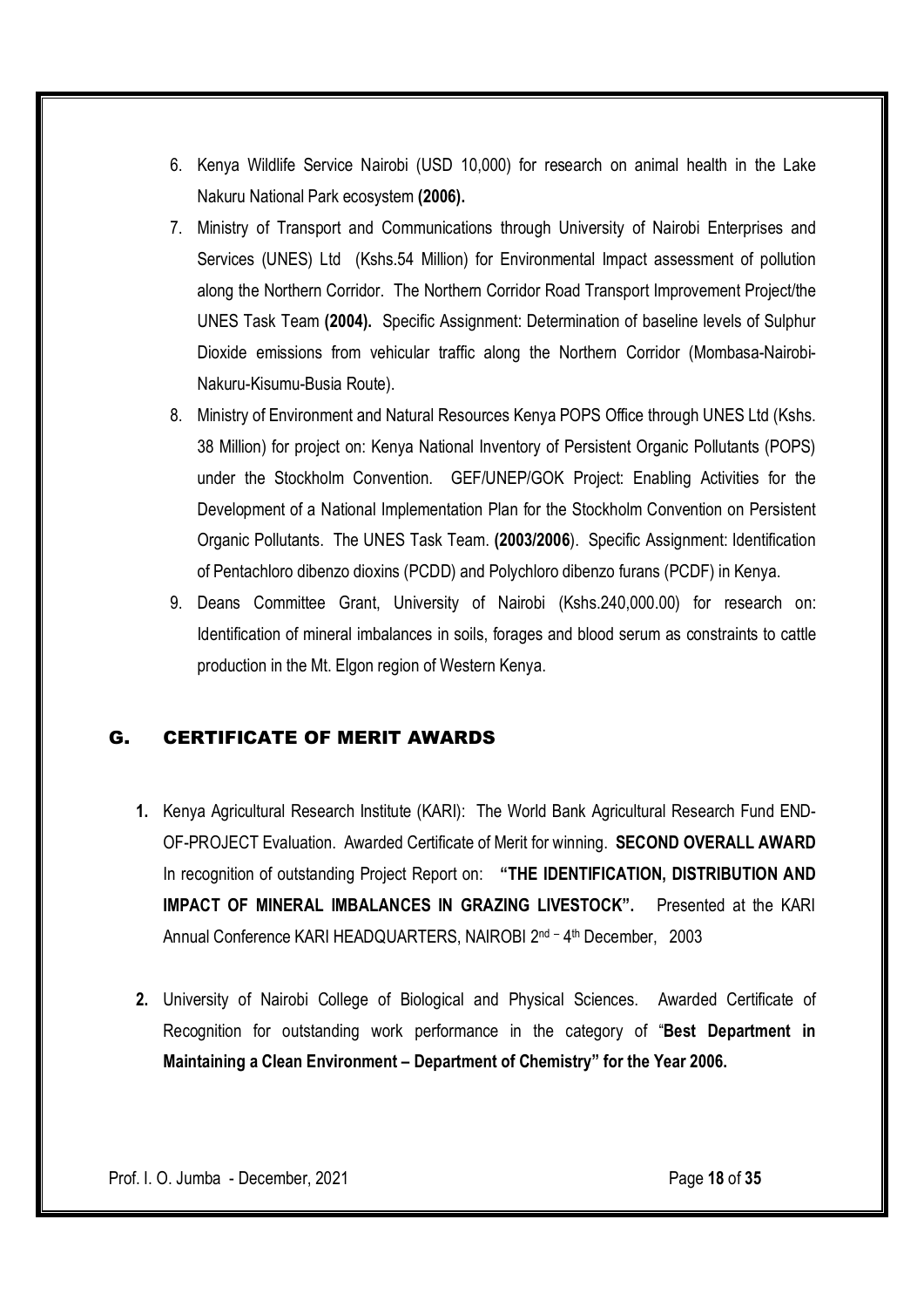6. Kenya Wildlife Service Nairobi (USD 10,000) for research on animal health in the Lake Nakuru National Park ecosystem **(2006).**
7. Ministry of Transport and Communications through University of Nairobi Enterprises and Services (UNES) Ltd (Kshs.54 Million) for Environmental Impact assessment of pollution along the Northern Corridor. The Northern Corridor Road Transport Improvement Project/the UNES Task Team **(2004).** Specific Assignment: Determination of baseline levels of Sulphur Dioxide emissions from vehicular traffic along the Northern Corridor (Mombasa-Nairobi-Nakuru-Kisumu-Busia Route).
8. Ministry of Environment and Natural Resources Kenya POPS Office through UNES Ltd (Kshs. 38 Million) for project on: Kenya National Inventory of Persistent Organic Pollutants (POPS) under the Stockholm Convention. GEF/UNEP/GOK Project: Enabling Activities for the Development of a National Implementation Plan for the Stockholm Convention on Persistent Organic Pollutants. The UNES Task Team. **(2003/2006**). Specific Assignment: Identification of Pentachloro dibenzo dioxins (PCDD) and Polychloro dibenzo furans (PCDF) in Kenya.
9. Deans Committee Grant, University of Nairobi (Kshs.240,000.00) for research on: Identification of mineral imbalances in soils, forages and blood serum as constraints to cattle production in the Mt. Elgon region of Western Kenya.

## G. CERTIFICATE OF MERIT AWARDS

1. Kenya Agricultural Research Institute (KARI): The World Bank Agricultural Research Fund END-OF-PROJECT Evaluation. Awarded Certificate of Merit for winning. **SECOND OVERALL AWARD** In recognition of outstanding Project Report on: **"THE IDENTIFICATION, DISTRIBUTION AND IMPACT OF MINERAL IMBALANCES IN GRAZING LIVESTOCK".** Presented at the KARI Annual Conference KARI HEADQUARTERS, NAIROBI 2nd – 4th December, 2003

2. University of Nairobi College of Biological and Physical Sciences. Awarded Certificate of Recognition for outstanding work performance in the category of "**Best Department in Maintaining a Clean Environment – Department of Chemistry" for the Year 2006.**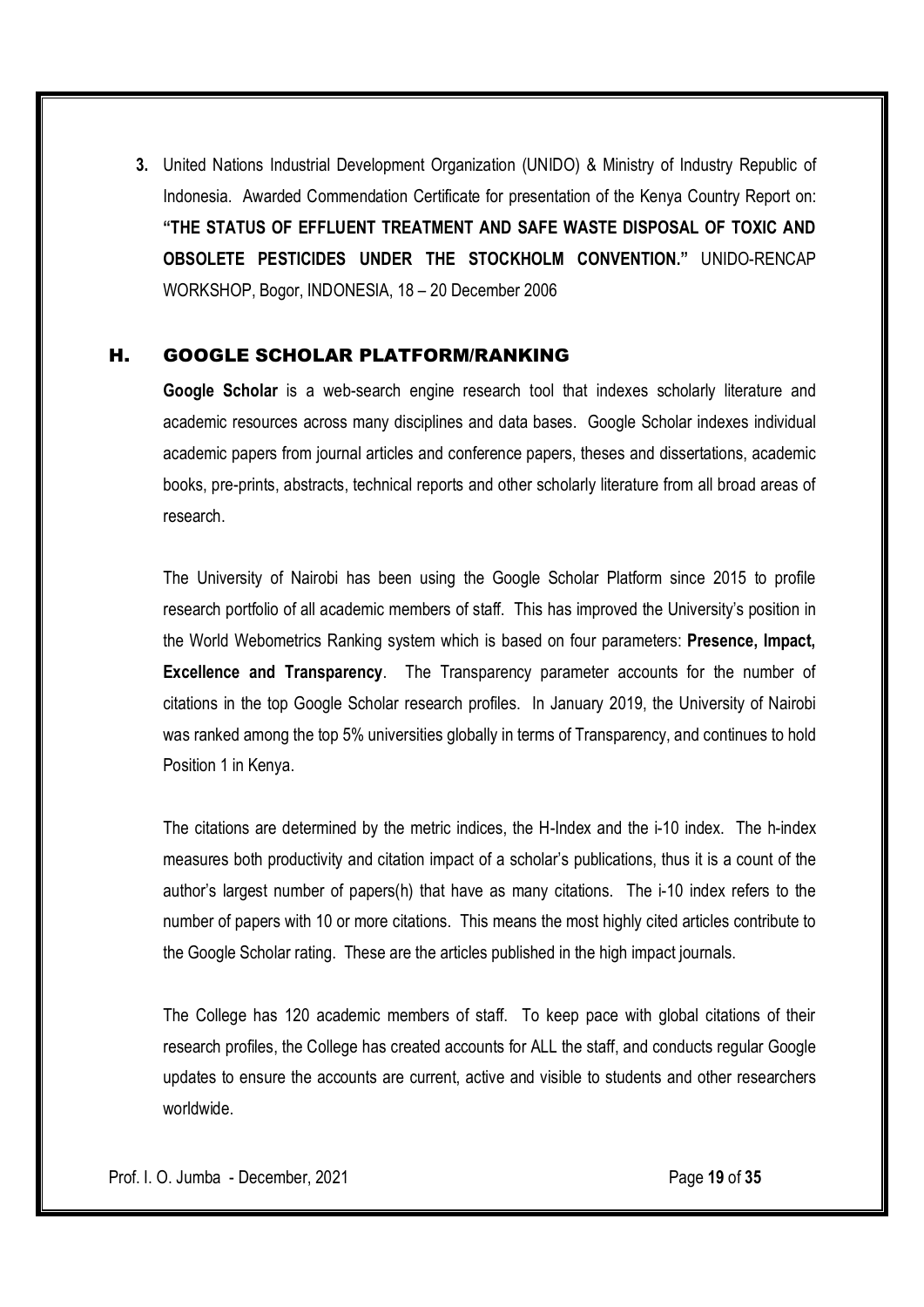3. United Nations Industrial Development Organization (UNIDO) & Ministry of Industry Republic of Indonesia. Awarded Commendation Certificate for presentation of the Kenya Country Report on: **"THE STATUS OF EFFLUENT TREATMENT AND SAFE WASTE DISPOSAL OF TOXIC AND OBSOLETE PESTICIDES UNDER THE STOCKHOLM CONVENTION."** UNIDO-RENCAP WORKSHOP, Bogor, INDONESIA, 18 – 20 December 2006

## H. GOOGLE SCHOLAR PLATFORM/RANKING

**Google Scholar** is a web-search engine research tool that indexes scholarly literature and academic resources across many disciplines and data bases. Google Scholar indexes individual academic papers from journal articles and conference papers, theses and dissertations, academic books, pre-prints, abstracts, technical reports and other scholarly literature from all broad areas of research.

The University of Nairobi has been using the Google Scholar Platform since 2015 to profile research portfolio of all academic members of staff. This has improved the University's position in the World Webometrics Ranking system which is based on four parameters: **Presence, Impact, Excellence and Transparency**. The Transparency parameter accounts for the number of citations in the top Google Scholar research profiles. In January 2019, the University of Nairobi was ranked among the top 5% universities globally in terms of Transparency, and continues to hold Position 1 in Kenya.

The citations are determined by the metric indices, the H-Index and the i-10 index. The h-index measures both productivity and citation impact of a scholar's publications, thus it is a count of the author's largest number of papers(h) that have as many citations. The i-10 index refers to the number of papers with 10 or more citations. This means the most highly cited articles contribute to the Google Scholar rating. These are the articles published in the high impact journals.

The College has 120 academic members of staff. To keep pace with global citations of their research profiles, the College has created accounts for ALL the staff, and conducts regular Google updates to ensure the accounts are current, active and visible to students and other researchers worldwide.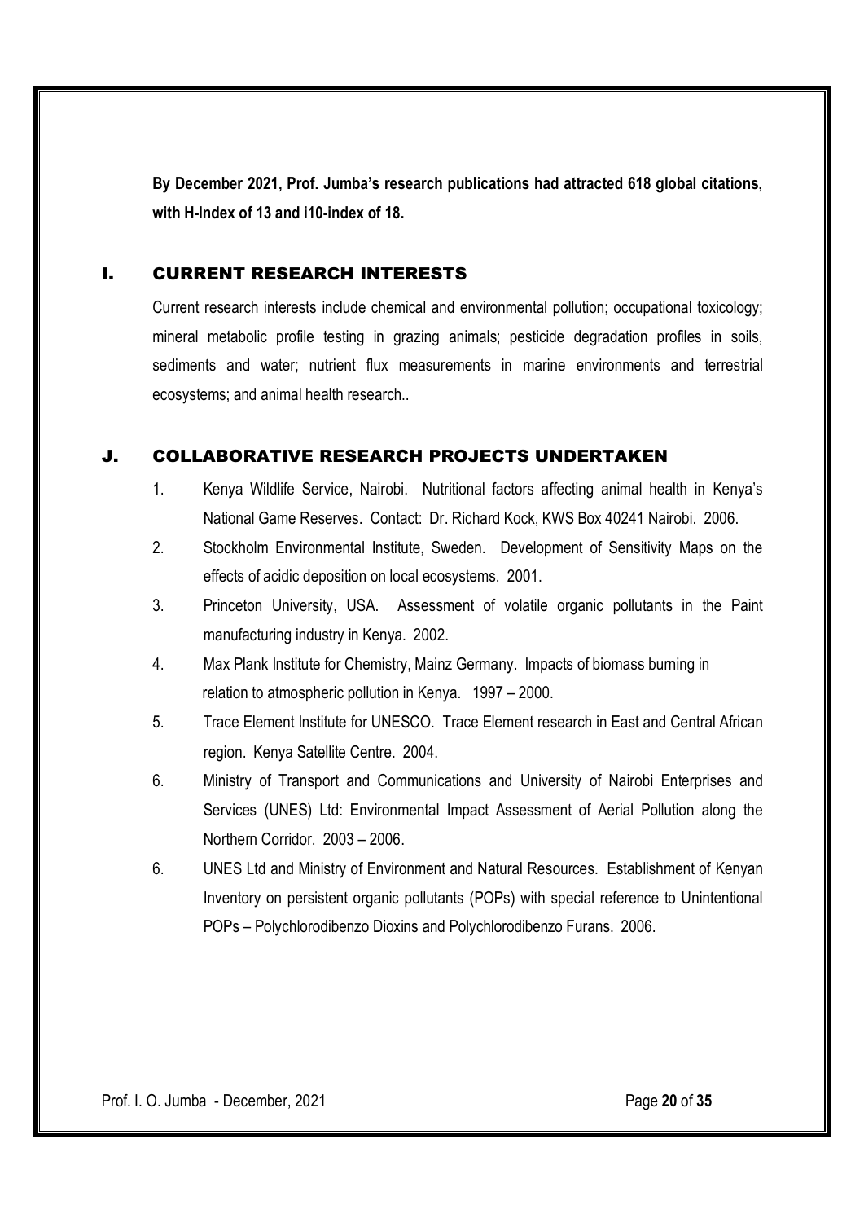**By December 2021, Prof. Jumba's research publications had attracted 618 global citations, with H-Index of 13 and i10-index of 18.**

## I. CURRENT RESEARCH INTERESTS

Current research interests include chemical and environmental pollution; occupational toxicology; mineral metabolic profile testing in grazing animals; pesticide degradation profiles in soils, sediments and water; nutrient flux measurements in marine environments and terrestrial ecosystems; and animal health research..

## J. COLLABORATIVE RESEARCH PROJECTS UNDERTAKEN

1. Kenya Wildlife Service, Nairobi. Nutritional factors affecting animal health in Kenya's National Game Reserves. Contact: Dr. Richard Kock, KWS Box 40241 Nairobi. 2006.
2. Stockholm Environmental Institute, Sweden. Development of Sensitivity Maps on the effects of acidic deposition on local ecosystems. 2001.
3. Princeton University, USA. Assessment of volatile organic pollutants in the Paint manufacturing industry in Kenya. 2002.
4. Max Plank Institute for Chemistry, Mainz Germany. Impacts of biomass burning in relation to atmospheric pollution in Kenya. 1997 – 2000.
5. Trace Element Institute for UNESCO. Trace Element research in East and Central African region. Kenya Satellite Centre. 2004.
6. Ministry of Transport and Communications and University of Nairobi Enterprises and Services (UNES) Ltd: Environmental Impact Assessment of Aerial Pollution along the Northern Corridor. 2003 – 2006.
6. UNES Ltd and Ministry of Environment and Natural Resources. Establishment of Kenyan Inventory on persistent organic pollutants (POPs) with special reference to Unintentional POPs – Polychlorodibenzo Dioxins and Polychlorodibenzo Furans. 2006.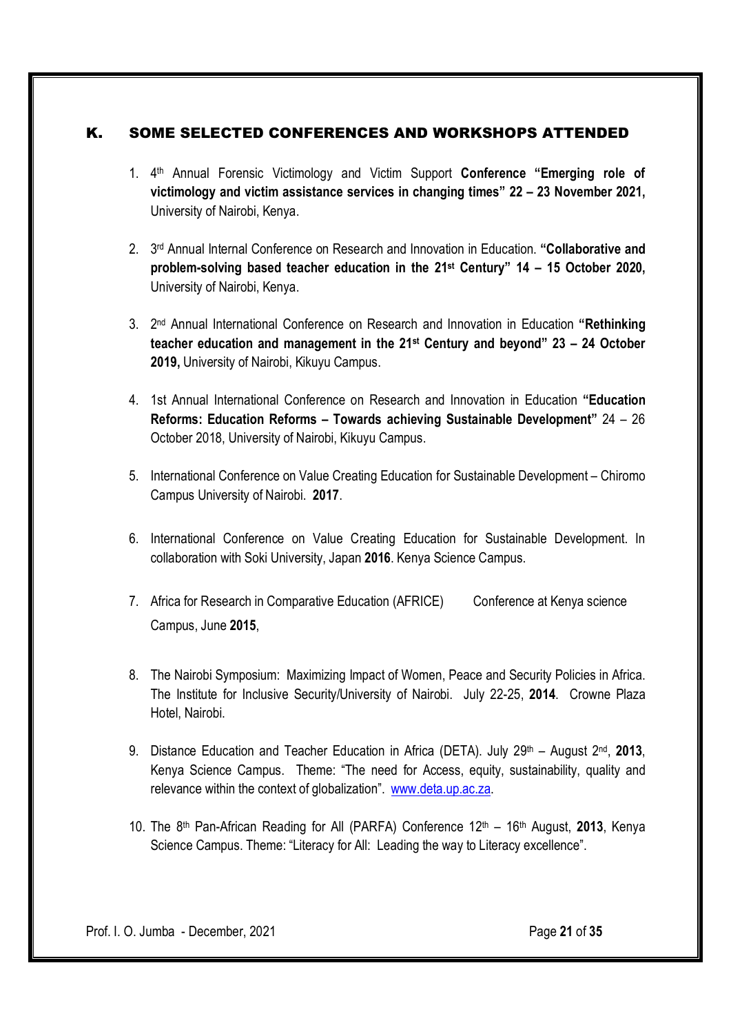## K. SOME SELECTED CONFERENCES AND WORKSHOPS ATTENDED

1. 4th Annual Forensic Victimology and Victim Support **Conference "Emerging role of victimology and victim assistance services in changing times" 22 – 23 November 2021,** University of Nairobi, Kenya.

2. 3rd Annual Internal Conference on Research and Innovation in Education. **"Collaborative and problem-solving based teacher education in the 21st Century" 14 – 15 October 2020,** University of Nairobi, Kenya.

3. 2nd Annual International Conference on Research and Innovation in Education **"Rethinking teacher education and management in the 21st Century and beyond" 23 – 24 October 2019,** University of Nairobi, Kikuyu Campus.

4. 1st Annual International Conference on Research and Innovation in Education **"Education Reforms: Education Reforms – Towards achieving Sustainable Development"** 24 – 26 October 2018, University of Nairobi, Kikuyu Campus.

5. International Conference on Value Creating Education for Sustainable Development – Chiromo Campus University of Nairobi. **2017**.

6. International Conference on Value Creating Education for Sustainable Development. In collaboration with Soki University, Japan **2016**. Kenya Science Campus.

7. Africa for Research in Comparative Education (AFRICE) Conference at Kenya science Campus, June **2015**,

8. The Nairobi Symposium: Maximizing Impact of Women, Peace and Security Policies in Africa. The Institute for Inclusive Security/University of Nairobi. July 22-25, **2014**. Crowne Plaza Hotel, Nairobi.

9. Distance Education and Teacher Education in Africa (DETA). July 29th – August 2nd, **2013**, Kenya Science Campus. Theme: "The need for Access, equity, sustainability, quality and relevance within the context of globalization". www.deta.up.ac.za.

10. The 8th Pan-African Reading for All (PARFA) Conference 12th – 16th August, **2013**, Kenya Science Campus. Theme: "Literacy for All: Leading the way to Literacy excellence".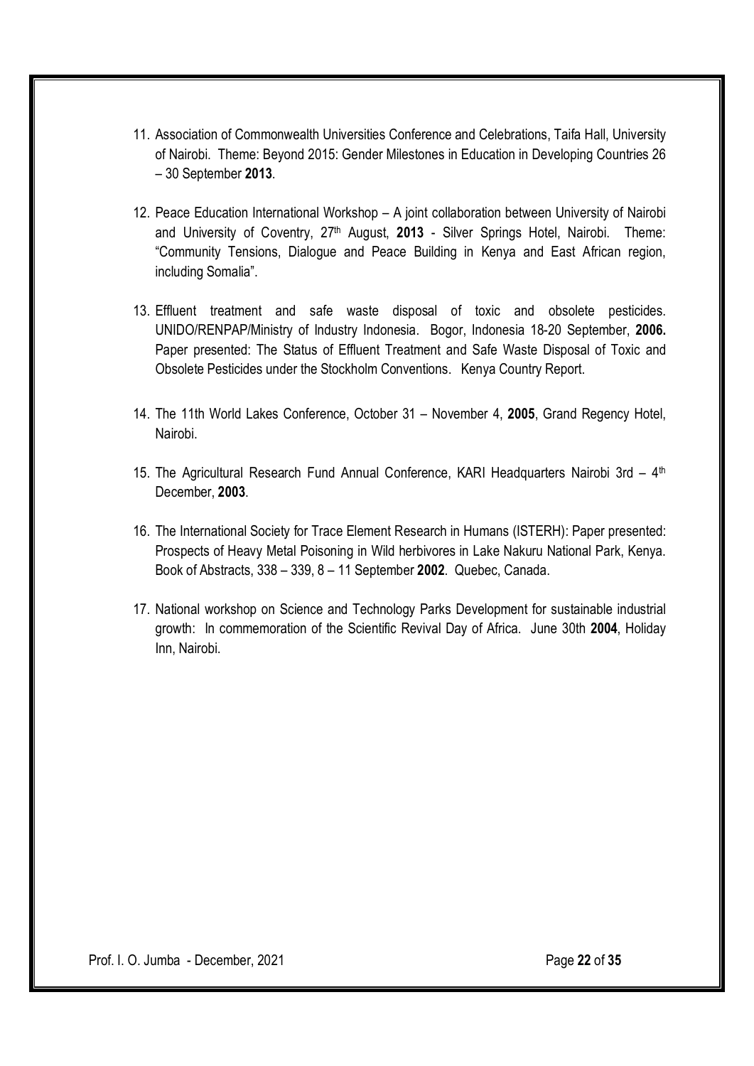11. Association of Commonwealth Universities Conference and Celebrations, Taifa Hall, University of Nairobi. Theme: Beyond 2015: Gender Milestones in Education in Developing Countries 26 – 30 September **2013**.

12. Peace Education International Workshop – A joint collaboration between University of Nairobi and University of Coventry, 27th August, **2013** - Silver Springs Hotel, Nairobi. Theme: "Community Tensions, Dialogue and Peace Building in Kenya and East African region, including Somalia".

13. Effluent treatment and safe waste disposal of toxic and obsolete pesticides. UNIDO/RENPAP/Ministry of Industry Indonesia. Bogor, Indonesia 18-20 September, **2006.** Paper presented: The Status of Effluent Treatment and Safe Waste Disposal of Toxic and Obsolete Pesticides under the Stockholm Conventions. Kenya Country Report.

14. The 11th World Lakes Conference, October 31 – November 4, **2005**, Grand Regency Hotel, Nairobi.

15. The Agricultural Research Fund Annual Conference, KARI Headquarters Nairobi 3rd – 4th December, **2003**.

16. The International Society for Trace Element Research in Humans (ISTERH): Paper presented: Prospects of Heavy Metal Poisoning in Wild herbivores in Lake Nakuru National Park, Kenya. Book of Abstracts, 338 – 339, 8 – 11 September **2002**. Quebec, Canada.

17. National workshop on Science and Technology Parks Development for sustainable industrial growth: In commemoration of the Scientific Revival Day of Africa. June 30th **2004**, Holiday Inn, Nairobi.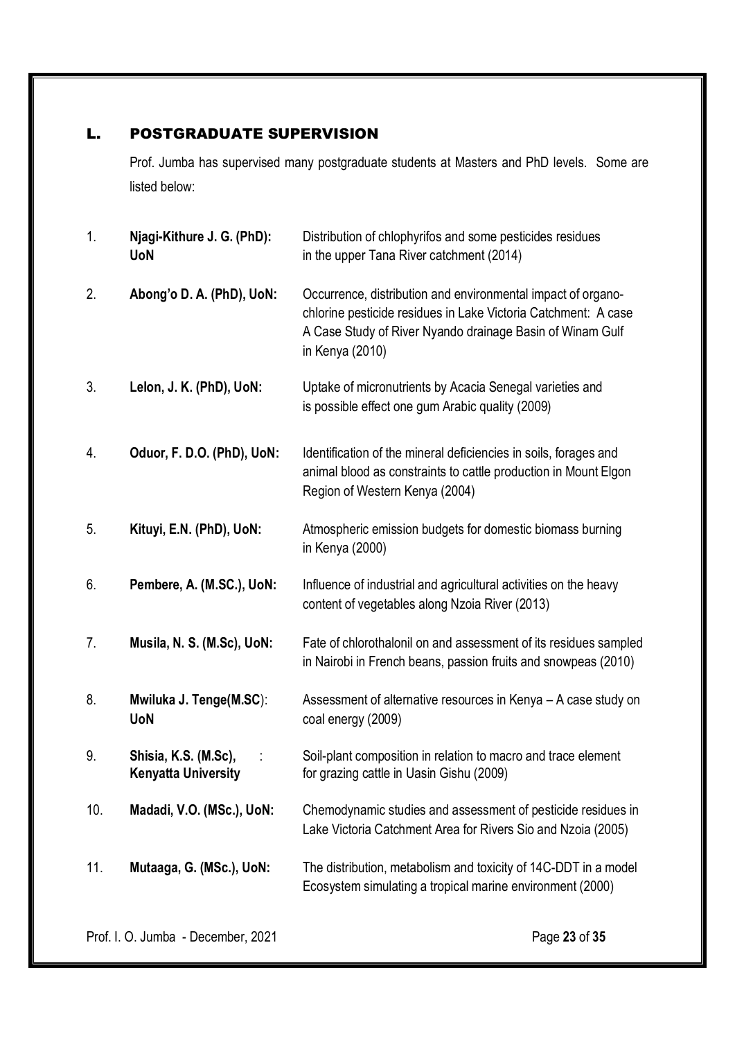## L. POSTGRADUATE SUPERVISION

Prof. Jumba has supervised many postgraduate students at Masters and PhD levels. Some are listed below:

1. **Njagi-Kithure J. G. (PhD): UoN** — Distribution of chlophyrifos and some pesticides residues in the upper Tana River catchment (2014)

2. **Abong'o D. A. (PhD), UoN:** — Occurrence, distribution and environmental impact of organo-chlorine pesticide residues in Lake Victoria Catchment: A case A Case Study of River Nyando drainage Basin of Winam Gulf in Kenya (2010)

3. **Lelon, J. K. (PhD), UoN:** — Uptake of micronutrients by Acacia Senegal varieties and is possible effect one gum Arabic quality (2009)

4. **Oduor, F. D.O. (PhD), UoN:** — Identification of the mineral deficiencies in soils, forages and animal blood as constraints to cattle production in Mount Elgon Region of Western Kenya (2004)

5. **Kituyi, E.N. (PhD), UoN:** — Atmospheric emission budgets for domestic biomass burning in Kenya (2000)

6. **Pembere, A. (M.SC.), UoN:** — Influence of industrial and agricultural activities on the heavy content of vegetables along Nzoia River (2013)

7. **Musila, N. S. (M.Sc), UoN:** — Fate of chlorothalonil on and assessment of its residues sampled in Nairobi in French beans, passion fruits and snowpeas (2010)

8. **Mwiluka J. Tenge(M.SC): UoN** — Assessment of alternative resources in Kenya – A case study on coal energy (2009)

9. **Shisia, K.S. (M.Sc), : Kenyatta University** — Soil-plant composition in relation to macro and trace element for grazing cattle in Uasin Gishu (2009)

10. **Madadi, V.O. (MSc.), UoN:** — Chemodynamic studies and assessment of pesticide residues in Lake Victoria Catchment Area for Rivers Sio and Nzoia (2005)

11. **Mutaaga, G. (MSc.), UoN:** — The distribution, metabolism and toxicity of 14C-DDT in a model Ecosystem simulating a tropical marine environment (2000)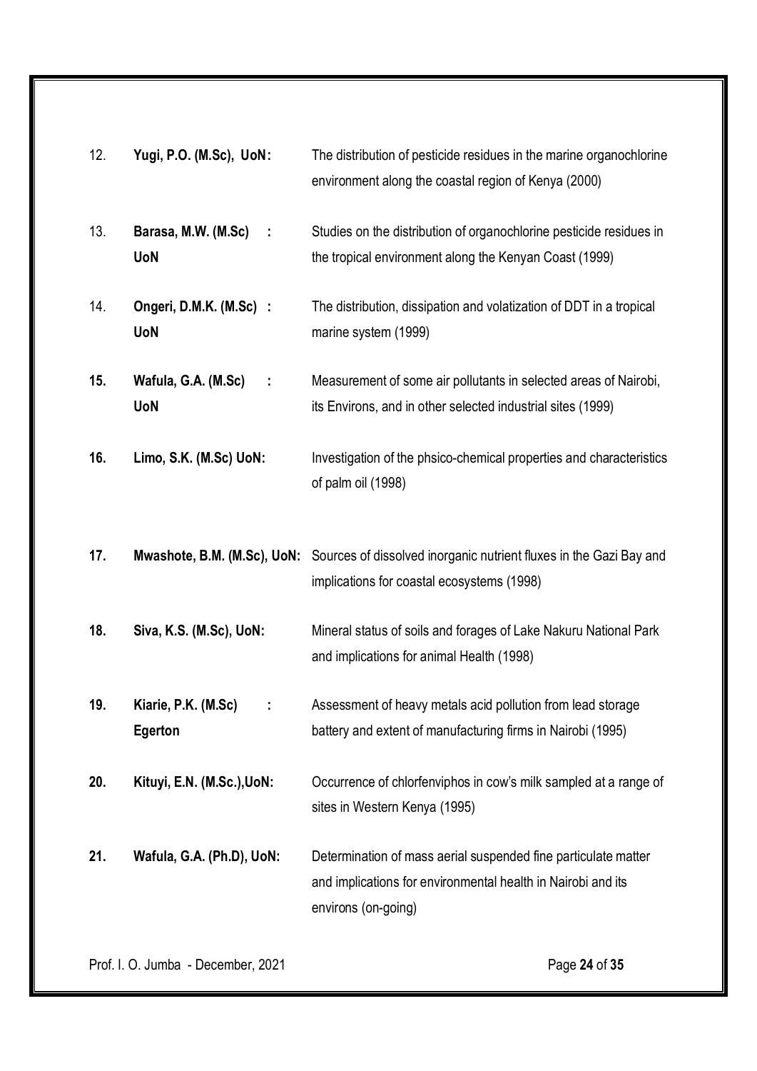12. **Yugi, P.O. (M.Sc), UoN:** The distribution of pesticide residues in the marine organochlorine environment along the coastal region of Kenya (2000)

13. **Barasa, M.W. (M.Sc) : UoN** Studies on the distribution of organochlorine pesticide residues in the tropical environment along the Kenyan Coast (1999)

14. **Ongeri, D.M.K. (M.Sc) : UoN** The distribution, dissipation and volatization of DDT in a tropical marine system (1999)

**15.** **Wafula, G.A. (M.Sc) : UoN** Measurement of some air pollutants in selected areas of Nairobi, its Environs, and in other selected industrial sites (1999)

**16.** **Limo, S.K. (M.Sc) UoN:** Investigation of the phsico-chemical properties and characteristics of palm oil (1998)

**17.** **Mwashote, B.M. (M.Sc), UoN:** Sources of dissolved inorganic nutrient fluxes in the Gazi Bay and implications for coastal ecosystems (1998)

**18.** **Siva, K.S. (M.Sc), UoN:** Mineral status of soils and forages of Lake Nakuru National Park and implications for animal Health (1998)

**19.** **Kiarie, P.K. (M.Sc) : Egerton** Assessment of heavy metals acid pollution from lead storage battery and extent of manufacturing firms in Nairobi (1995)

**20.** **Kituyi, E.N. (M.Sc.),UoN:** Occurrence of chlorfenviphos in cow's milk sampled at a range of sites in Western Kenya (1995)

**21.** **Wafula, G.A. (Ph.D), UoN:** Determination of mass aerial suspended fine particulate matter and implications for environmental health in Nairobi and its environs (on-going)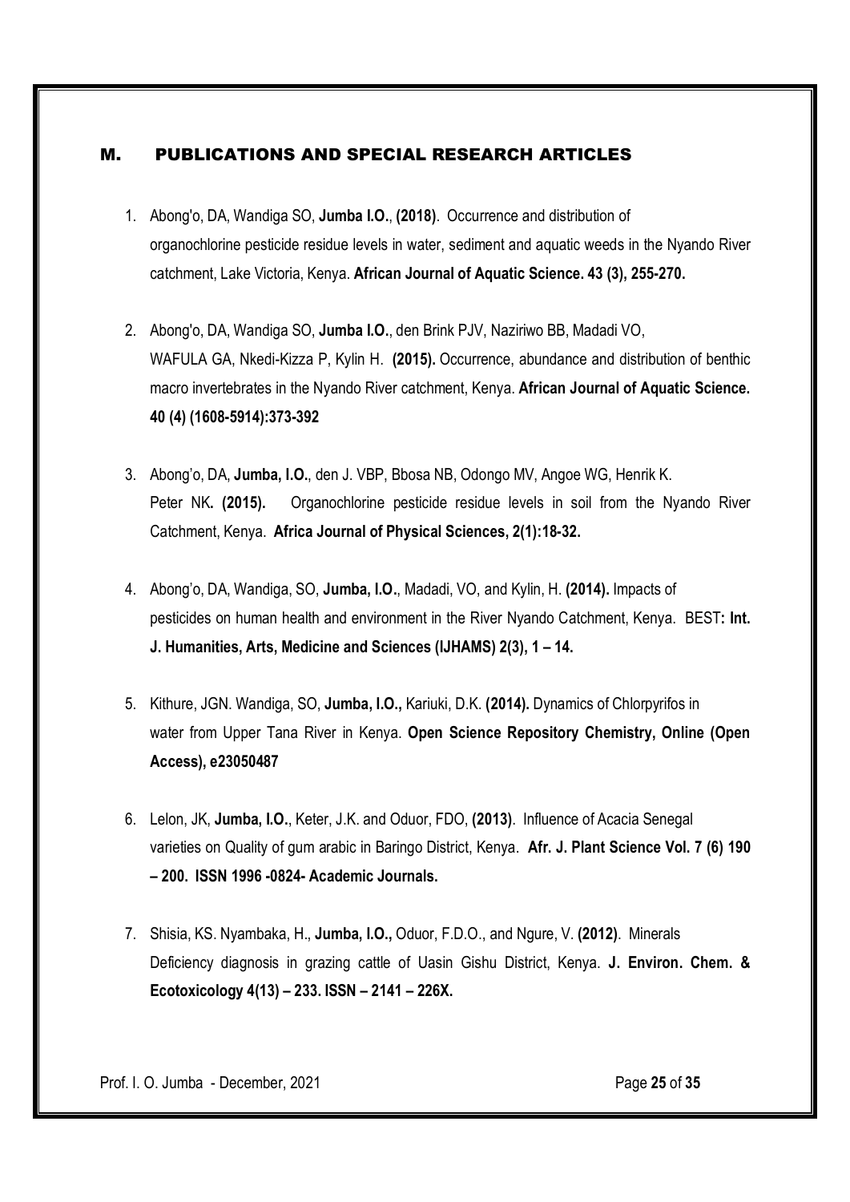## M. PUBLICATIONS AND SPECIAL RESEARCH ARTICLES

1. Abong'o, DA, Wandiga SO, **Jumba I.O.**, **(2018)**. Occurrence and distribution of organochlorine pesticide residue levels in water, sediment and aquatic weeds in the Nyando River catchment, Lake Victoria, Kenya. **African Journal of Aquatic Science. 43 (3), 255-270.**

2. Abong'o, DA, Wandiga SO, **Jumba I.O.**, den Brink PJV, Naziriwo BB, Madadi VO, WAFULA GA, Nkedi-Kizza P, Kylin H. **(2015).** Occurrence, abundance and distribution of benthic macro invertebrates in the Nyando River catchment, Kenya. **African Journal of Aquatic Science. 40 (4) (1608-5914):373-392**

3. Abong'o, DA, **Jumba, I.O.**, den J. VBP, Bbosa NB, Odongo MV, Angoe WG, Henrik K. Peter NK**. (2015).** Organochlorine pesticide residue levels in soil from the Nyando River Catchment, Kenya. **Africa Journal of Physical Sciences, 2(1):18-32.**

4. Abong'o, DA, Wandiga, SO, **Jumba, I.O.**, Madadi, VO, and Kylin, H. **(2014).** Impacts of pesticides on human health and environment in the River Nyando Catchment, Kenya. BEST**: Int. J. Humanities, Arts, Medicine and Sciences (IJHAMS) 2(3), 1 – 14.**

5. Kithure, JGN. Wandiga, SO, **Jumba, I.O.,** Kariuki, D.K. **(2014).** Dynamics of Chlorpyrifos in water from Upper Tana River in Kenya. **Open Science Repository Chemistry, Online (Open Access), e23050487**

6. Lelon, JK, **Jumba, I.O.**, Keter, J.K. and Oduor, FDO, **(2013)**. Influence of Acacia Senegal varieties on Quality of gum arabic in Baringo District, Kenya. **Afr. J. Plant Science Vol. 7 (6) 190 – 200. ISSN 1996 -0824- Academic Journals.**

7. Shisia, KS. Nyambaka, H., **Jumba, I.O.,** Oduor, F.D.O., and Ngure, V. **(2012)**. Minerals Deficiency diagnosis in grazing cattle of Uasin Gishu District, Kenya. **J. Environ. Chem. & Ecotoxicology 4(13) – 233. ISSN – 2141 – 226X.**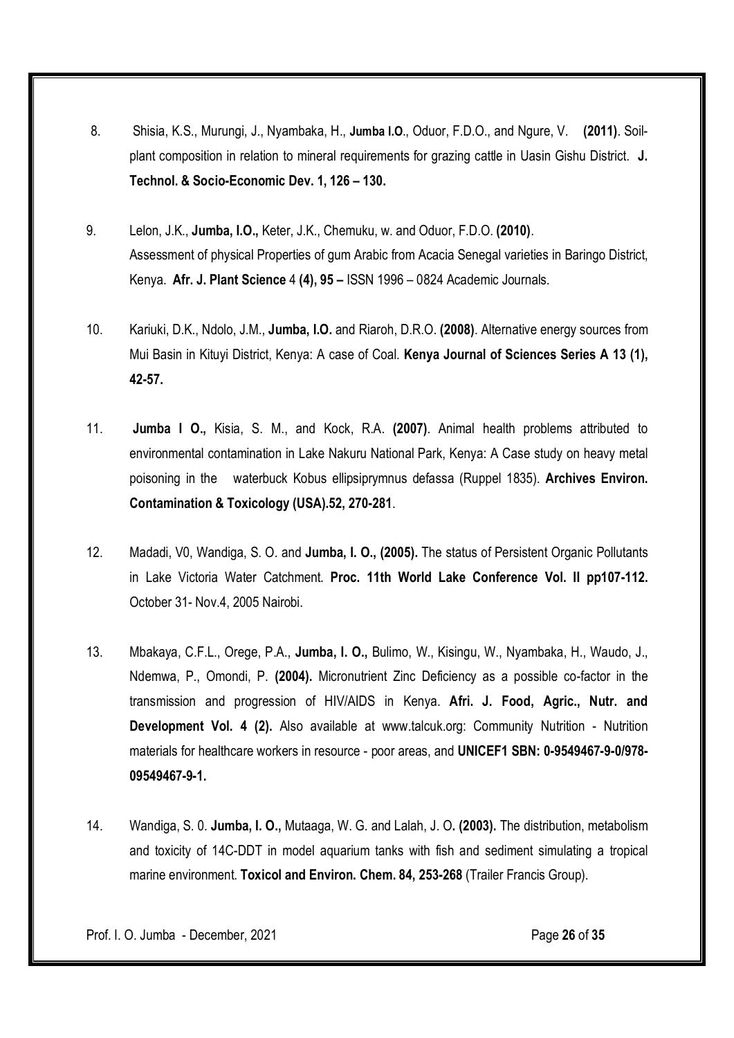8. Shisia, K.S., Murungi, J., Nyambaka, H., **Jumba I.O**., Oduor, F.D.O., and Ngure, V. **(2011)**. Soil-plant composition in relation to mineral requirements for grazing cattle in Uasin Gishu District. **J. Technol. & Socio-Economic Dev. 1, 126 – 130.**

9. Lelon, J.K., **Jumba, I.O.,** Keter, J.K., Chemuku, w. and Oduor, F.D.O. **(2010)**. Assessment of physical Properties of gum Arabic from Acacia Senegal varieties in Baringo District, Kenya. **Afr. J. Plant Science** 4 **(4), 95 –** ISSN 1996 – 0824 Academic Journals.

10. Kariuki, D.K., Ndolo, J.M., **Jumba, I.O.** and Riaroh, D.R.O. **(2008)**. Alternative energy sources from Mui Basin in Kituyi District, Kenya: A case of Coal. **Kenya Journal of Sciences Series A 13 (1), 42-57.**

11. **Jumba I O.,** Kisia, S. M., and Kock, R.A. **(2007)**. Animal health problems attributed to environmental contamination in Lake Nakuru National Park, Kenya: A Case study on heavy metal poisoning in the waterbuck Kobus ellipsiprymnus defassa (Ruppel 1835). **Archives Environ. Contamination & Toxicology (USA).52, 270-281**.

12. Madadi, V0, Wandiga, S. O. and **Jumba, I. O., (2005).** The status of Persistent Organic Pollutants in Lake Victoria Water Catchment. **Proc. 11th World Lake Conference Vol. II pp107-112.** October 31- Nov.4, 2005 Nairobi.

13. Mbakaya, C.F.L., Orege, P.A., **Jumba, I. O.,** Bulimo, W., Kisingu, W., Nyambaka, H., Waudo, J., Ndemwa, P., Omondi, P. **(2004).** Micronutrient Zinc Deficiency as a possible co-factor in the transmission and progression of HIV/AIDS in Kenya. **Afri. J. Food, Agric., Nutr. and Development Vol. 4 (2).** Also available at www.talcuk.org: Community Nutrition - Nutrition materials for healthcare workers in resource - poor areas, and **UNICEF1 SBN: 0-9549467-9-0/978-09549467-9-1.**

14. Wandiga, S. 0. **Jumba, I. O.,** Mutaaga, W. G. and Lalah, J. O**. (2003).** The distribution, metabolism and toxicity of 14C-DDT in model aquarium tanks with fish and sediment simulating a tropical marine environment. **Toxicol and Environ. Chem. 84, 253-268** (Trailer Francis Group).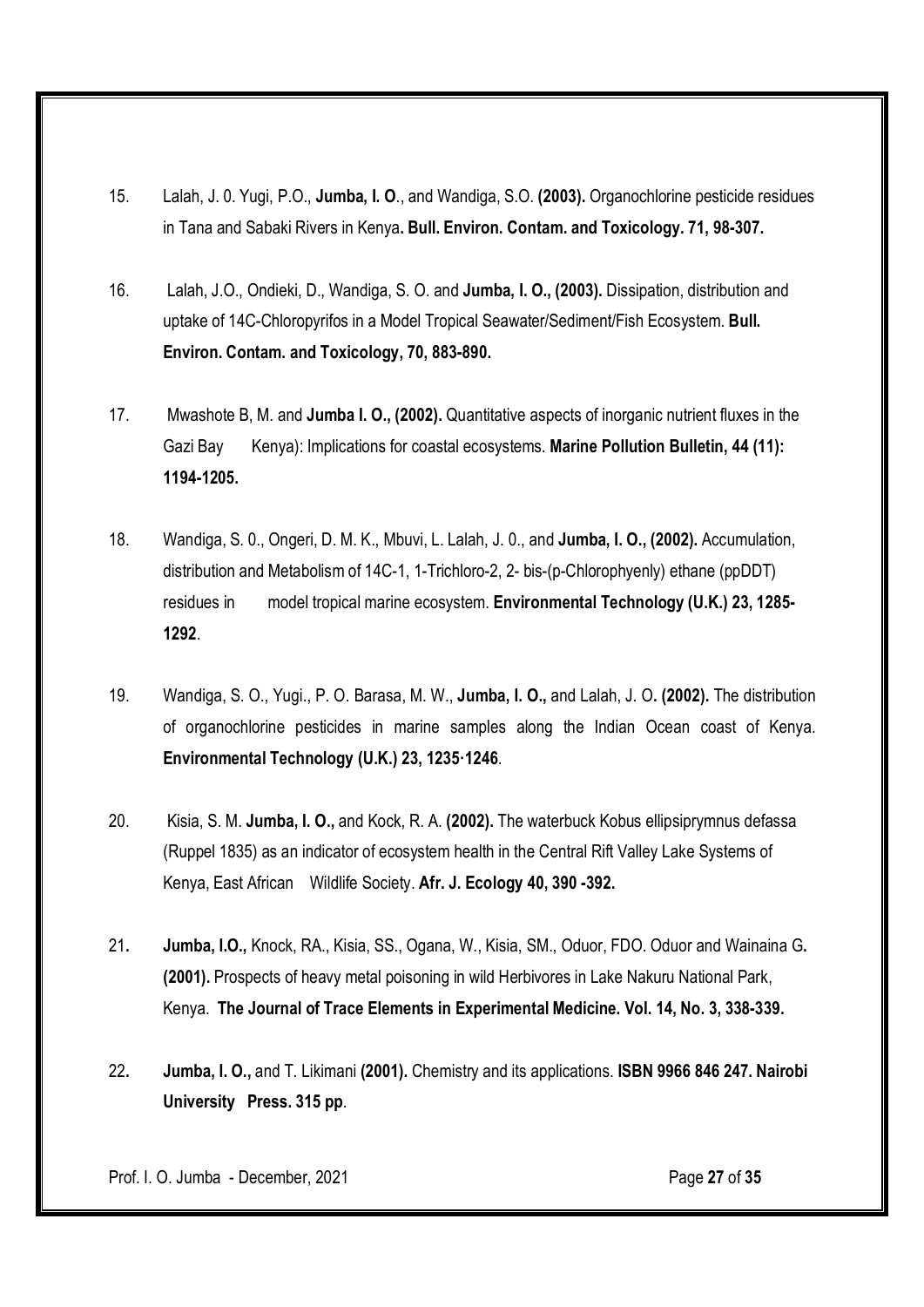15. Lalah, J. 0. Yugi, P.O., **Jumba, I. O**., and Wandiga, S.O. **(2003).** Organochlorine pesticide residues in Tana and Sabaki Rivers in Kenya**. Bull. Environ. Contam. and Toxicology. 71, 98-307.**

16. Lalah, J.O., Ondieki, D., Wandiga, S. O. and **Jumba, I. O., (2003).** Dissipation, distribution and uptake of 14C-Chloropyrifos in a Model Tropical Seawater/Sediment/Fish Ecosystem. **Bull. Environ. Contam. and Toxicology, 70, 883-890.**

17. Mwashote B, M. and **Jumba I. O., (2002).** Quantitative aspects of inorganic nutrient fluxes in the Gazi Bay Kenya): Implications for coastal ecosystems. **Marine Pollution Bulletin, 44 (11): 1194-1205.**

18. Wandiga, S. 0., Ongeri, D. M. K., Mbuvi, L. Lalah, J. 0., and **Jumba, I. O., (2002).** Accumulation, distribution and Metabolism of 14C-1, 1-Trichloro-2, 2- bis-(p-Chlorophyenly) ethane (ppDDT) residues in model tropical marine ecosystem. **Environmental Technology (U.K.) 23, 1285-1292**.

19. Wandiga, S. O., Yugi., P. O. Barasa, M. W., **Jumba, I. O.,** and Lalah, J. O**. (2002).** The distribution of organochlorine pesticides in marine samples along the Indian Ocean coast of Kenya. **Environmental Technology (U.K.) 23, 1235·1246**.

20. Kisia, S. M. **Jumba, I. O.,** and Kock, R. A. **(2002).** The waterbuck Kobus ellipsiprymnus defassa (Ruppel 1835) as an indicator of ecosystem health in the Central Rift Valley Lake Systems of Kenya, East African Wildlife Society. **Afr. J. Ecology 40, 390 -392.**

21**. Jumba, I.O.,** Knock, RA., Kisia, SS., Ogana, W., Kisia, SM., Oduor, FDO. Oduor and Wainaina G**. (2001).** Prospects of heavy metal poisoning in wild Herbivores in Lake Nakuru National Park, Kenya. **The Journal of Trace Elements in Experimental Medicine. Vol. 14, No. 3, 338-339.**

22**. Jumba, I. O.,** and T. Likimani **(2001).** Chemistry and its applications. **ISBN 9966 846 247. Nairobi University Press. 315 pp**.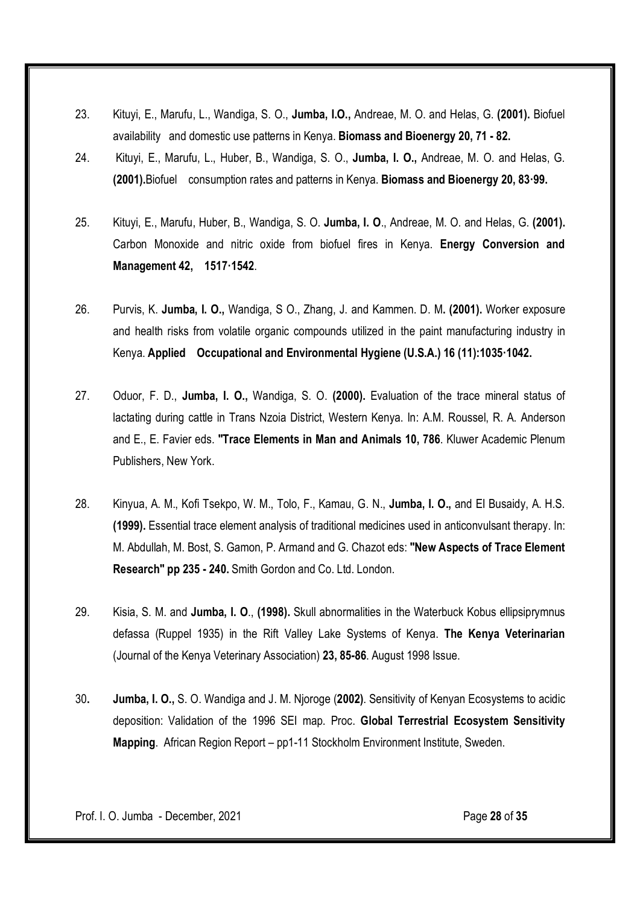23. Kituyi, E., Marufu, L., Wandiga, S. O., **Jumba, I.O.,** Andreae, M. O. and Helas, G. **(2001).** Biofuel availability and domestic use patterns in Kenya. **Biomass and Bioenergy 20, 71 - 82.**

24. Kituyi, E., Marufu, L., Huber, B., Wandiga, S. O., **Jumba, I. O.,** Andreae, M. O. and Helas, G. **(2001).**Biofuel consumption rates and patterns in Kenya. **Biomass and Bioenergy 20, 83·99.**

25. Kituyi, E., Marufu, Huber, B., Wandiga, S. O. **Jumba, I. O**., Andreae, M. O. and Helas, G. **(2001).** Carbon Monoxide and nitric oxide from biofuel fires in Kenya. **Energy Conversion and Management 42, 1517·1542**.

26. Purvis, K. **Jumba, I. O.,** Wandiga, S O., Zhang, J. and Kammen. D. M**. (2001).** Worker exposure and health risks from volatile organic compounds utilized in the paint manufacturing industry in Kenya. **Applied Occupational and Environmental Hygiene (U.S.A.) 16 (11):1035·1042.**

27. Oduor, F. D., **Jumba, I. O.,** Wandiga, S. O. **(2000).** Evaluation of the trace mineral status of lactating during cattle in Trans Nzoia District, Western Kenya. In: A.M. Roussel, R. A. Anderson and E., E. Favier eds. **"Trace Elements in Man and Animals 10, 786**. Kluwer Academic Plenum Publishers, New York.

28. Kinyua, A. M., Kofi Tsekpo, W. M., Tolo, F., Kamau, G. N., **Jumba, I. O.,** and El Busaidy, A. H.S. **(1999).** Essential trace element analysis of traditional medicines used in anticonvulsant therapy. In: M. Abdullah, M. Bost, S. Gamon, P. Armand and G. Chazot eds: **"New Aspects of Trace Element Research" pp 235 - 240.** Smith Gordon and Co. Ltd. London.

29. Kisia, S. M. and **Jumba, I. O**., **(1998).** Skull abnormalities in the Waterbuck Kobus ellipsiprymnus defassa (Ruppel 1935) in the Rift Valley Lake Systems of Kenya. **The Kenya Veterinarian** (Journal of the Kenya Veterinary Association) **23, 85-86**. August 1998 Issue.

30**. Jumba, I. O.,** S. O. Wandiga and J. M. Njoroge (**2002)**. Sensitivity of Kenyan Ecosystems to acidic deposition: Validation of the 1996 SEI map. Proc. **Global Terrestrial Ecosystem Sensitivity Mapping**. African Region Report – pp1-11 Stockholm Environment Institute, Sweden.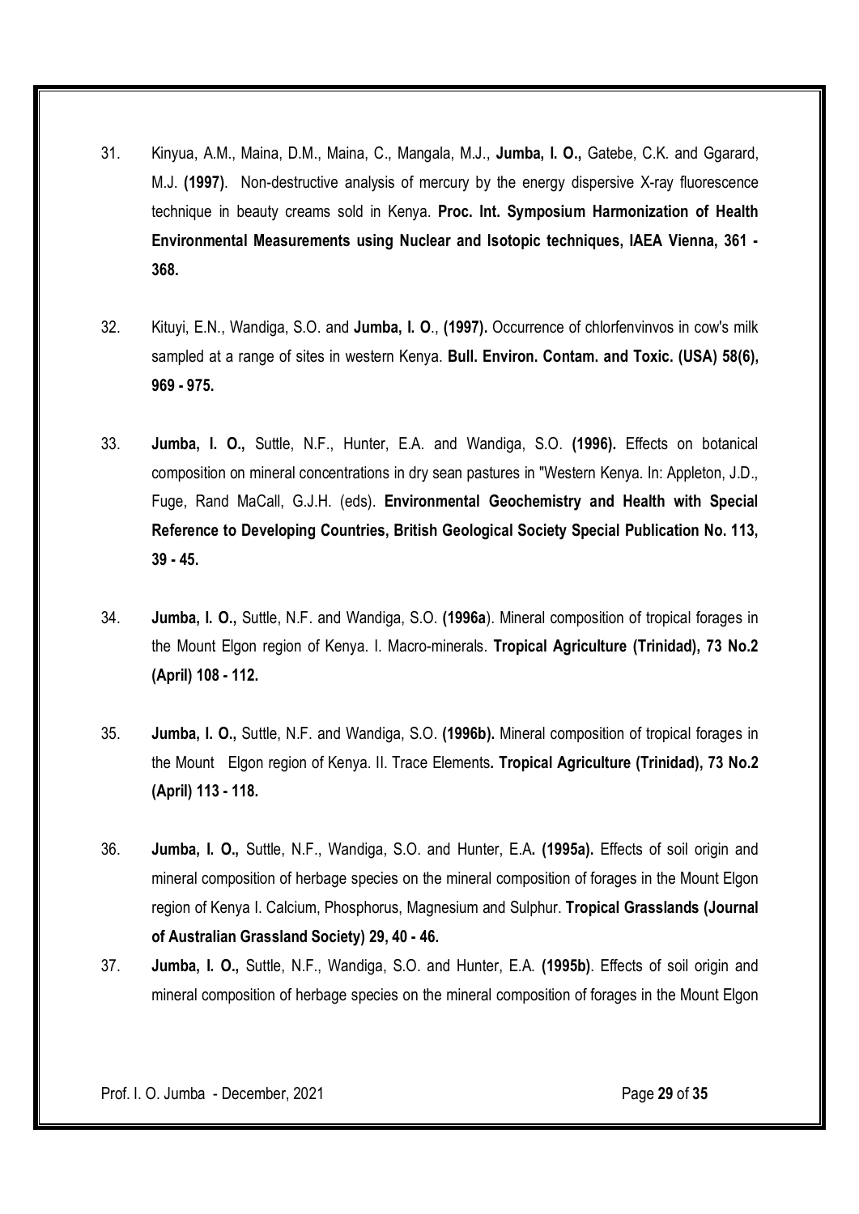31. Kinyua, A.M., Maina, D.M., Maina, C., Mangala, M.J., **Jumba, I. O.,** Gatebe, C.K. and Ggarard, M.J. **(1997)**. Non-destructive analysis of mercury by the energy dispersive X-ray fluorescence technique in beauty creams sold in Kenya. **Proc. Int. Symposium Harmonization of Health Environmental Measurements using Nuclear and Isotopic techniques, IAEA Vienna, 361 - 368.**

32. Kituyi, E.N., Wandiga, S.O. and **Jumba, I. O**., **(1997).** Occurrence of chlorfenvinvos in cow's milk sampled at a range of sites in western Kenya. **Bull. Environ. Contam. and Toxic. (USA) 58(6), 969 - 975.**

33. **Jumba, I. O.,** Suttle, N.F., Hunter, E.A. and Wandiga, S.O. **(1996).** Effects on botanical composition on mineral concentrations in dry sean pastures in "Western Kenya. In: Appleton, J.D., Fuge, Rand MaCall, G.J.H. (eds). **Environmental Geochemistry and Health with Special Reference to Developing Countries, British Geological Society Special Publication No. 113, 39 - 45.**

34. **Jumba, I. O.,** Suttle, N.F. and Wandiga, S.O. **(1996a**). Mineral composition of tropical forages in the Mount Elgon region of Kenya. I. Macro-minerals. **Tropical Agriculture (Trinidad), 73 No.2 (April) 108 - 112.**

35. **Jumba, I. O.,** Suttle, N.F. and Wandiga, S.O. **(1996b).** Mineral composition of tropical forages in the Mount Elgon region of Kenya. II. Trace Elements**. Tropical Agriculture (Trinidad), 73 No.2 (April) 113 - 118.**

36. **Jumba, I. O.,** Suttle, N.F., Wandiga, S.O. and Hunter, E.A**. (1995a).** Effects of soil origin and mineral composition of herbage species on the mineral composition of forages in the Mount Elgon region of Kenya I. Calcium, Phosphorus, Magnesium and Sulphur. **Tropical Grasslands (Journal of Australian Grassland Society) 29, 40 - 46.**

37. **Jumba, I. O.,** Suttle, N.F., Wandiga, S.O. and Hunter, E.A. **(1995b)**. Effects of soil origin and mineral composition of herbage species on the mineral composition of forages in the Mount Elgon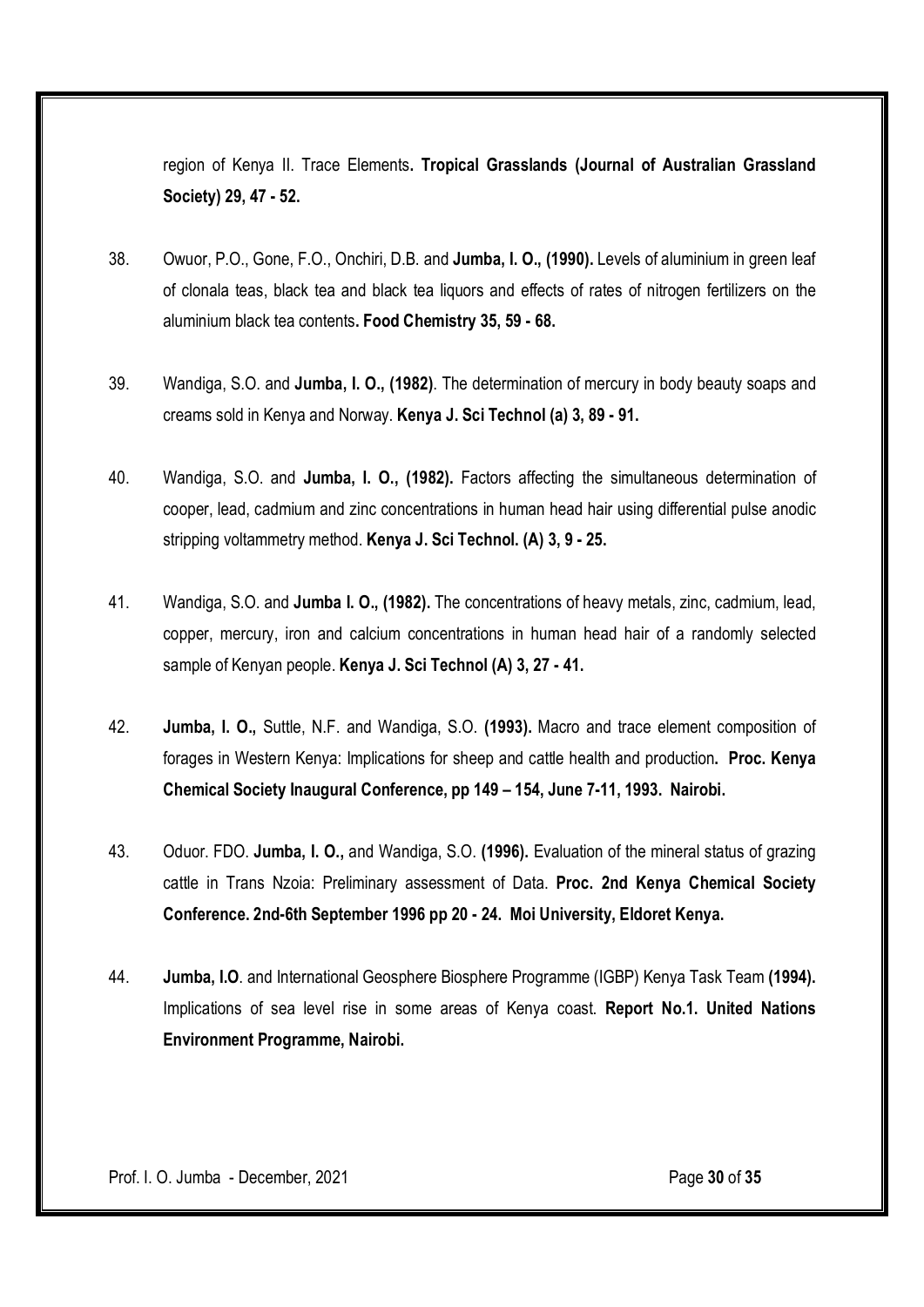region of Kenya II. Trace Elements**. Tropical Grasslands (Journal of Australian Grassland Society) 29, 47 - 52.**

38. Owuor, P.O., Gone, F.O., Onchiri, D.B. and **Jumba, I. O., (1990).** Levels of aluminium in green leaf of clonala teas, black tea and black tea liquors and effects of rates of nitrogen fertilizers on the aluminium black tea contents**. Food Chemistry 35, 59 - 68.**

39. Wandiga, S.O. and **Jumba, I. O., (1982)**. The determination of mercury in body beauty soaps and creams sold in Kenya and Norway. **Kenya J. Sci Technol (a) 3, 89 - 91.**

40. Wandiga, S.O. and **Jumba, I. O., (1982).** Factors affecting the simultaneous determination of cooper, lead, cadmium and zinc concentrations in human head hair using differential pulse anodic stripping voltammetry method. **Kenya J. Sci Technol. (A) 3, 9 - 25.**

41. Wandiga, S.O. and **Jumba I. O., (1982).** The concentrations of heavy metals, zinc, cadmium, lead, copper, mercury, iron and calcium concentrations in human head hair of a randomly selected sample of Kenyan people. **Kenya J. Sci Technol (A) 3, 27 - 41.**

42. **Jumba, I. O.,** Suttle, N.F. and Wandiga, S.O. **(1993).** Macro and trace element composition of forages in Western Kenya: Implications for sheep and cattle health and production**. Proc. Kenya Chemical Society Inaugural Conference, pp 149 – 154, June 7-11, 1993. Nairobi.**

43. Oduor. FDO. **Jumba, I. O.,** and Wandiga, S.O. **(1996).** Evaluation of the mineral status of grazing cattle in Trans Nzoia: Preliminary assessment of Data. **Proc. 2nd Kenya Chemical Society Conference. 2nd-6th September 1996 pp 20 - 24. Moi University, Eldoret Kenya.**

44. **Jumba, I.O**. and International Geosphere Biosphere Programme (IGBP) Kenya Task Team **(1994).** Implications of sea level rise in some areas of Kenya coast. **Report No.1. United Nations Environment Programme, Nairobi.**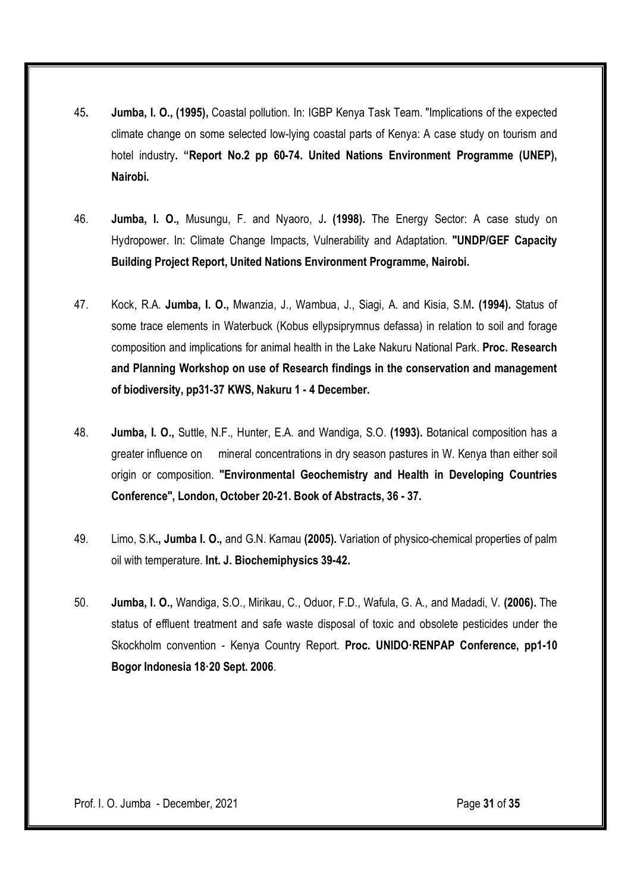45. **Jumba, I. O., (1995),** Coastal pollution. In: IGBP Kenya Task Team. "Implications of the expected climate change on some selected low-lying coastal parts of Kenya: A case study on tourism and hotel industry**. "Report No.2 pp 60-74. United Nations Environment Programme (UNEP), Nairobi.**

46. **Jumba, I. O.,** Musungu, F. and Nyaoro, J**. (1998).** The Energy Sector: A case study on Hydropower. In: Climate Change Impacts, Vulnerability and Adaptation. **"UNDP/GEF Capacity Building Project Report, United Nations Environment Programme, Nairobi.**

47. Kock, R.A. **Jumba, I. O.,** Mwanzia, J., Wambua, J., Siagi, A. and Kisia, S.M**. (1994).** Status of some trace elements in Waterbuck (Kobus ellypsiprymnus defassa) in relation to soil and forage composition and implications for animal health in the Lake Nakuru National Park. **Proc. Research and Planning Workshop on use of Research findings in the conservation and management of biodiversity, pp31-37 KWS, Nakuru 1 - 4 December.**

48. **Jumba, I. O.,** Suttle, N.F., Hunter, E.A. and Wandiga, S.O. **(1993).** Botanical composition has a greater influence on mineral concentrations in dry season pastures in W. Kenya than either soil origin or composition. **"Environmental Geochemistry and Health in Developing Countries Conference", London, October 20-21. Book of Abstracts, 36 - 37.**

49. Limo, S.K**., Jumba I. O.,** and G.N. Kamau **(2005).** Variation of physico-chemical properties of palm oil with temperature. **Int. J. Biochemiphysics 39-42.**

50. **Jumba, I. O.,** Wandiga, S.O., Mirikau, C., Oduor, F.D., Wafula, G. A., and Madadi, V. **(2006).** The status of effluent treatment and safe waste disposal of toxic and obsolete pesticides under the Skockholm convention - Kenya Country Report. **Proc. UNIDO·RENPAP Conference, pp1-10 Bogor Indonesia 18·20 Sept. 2006**.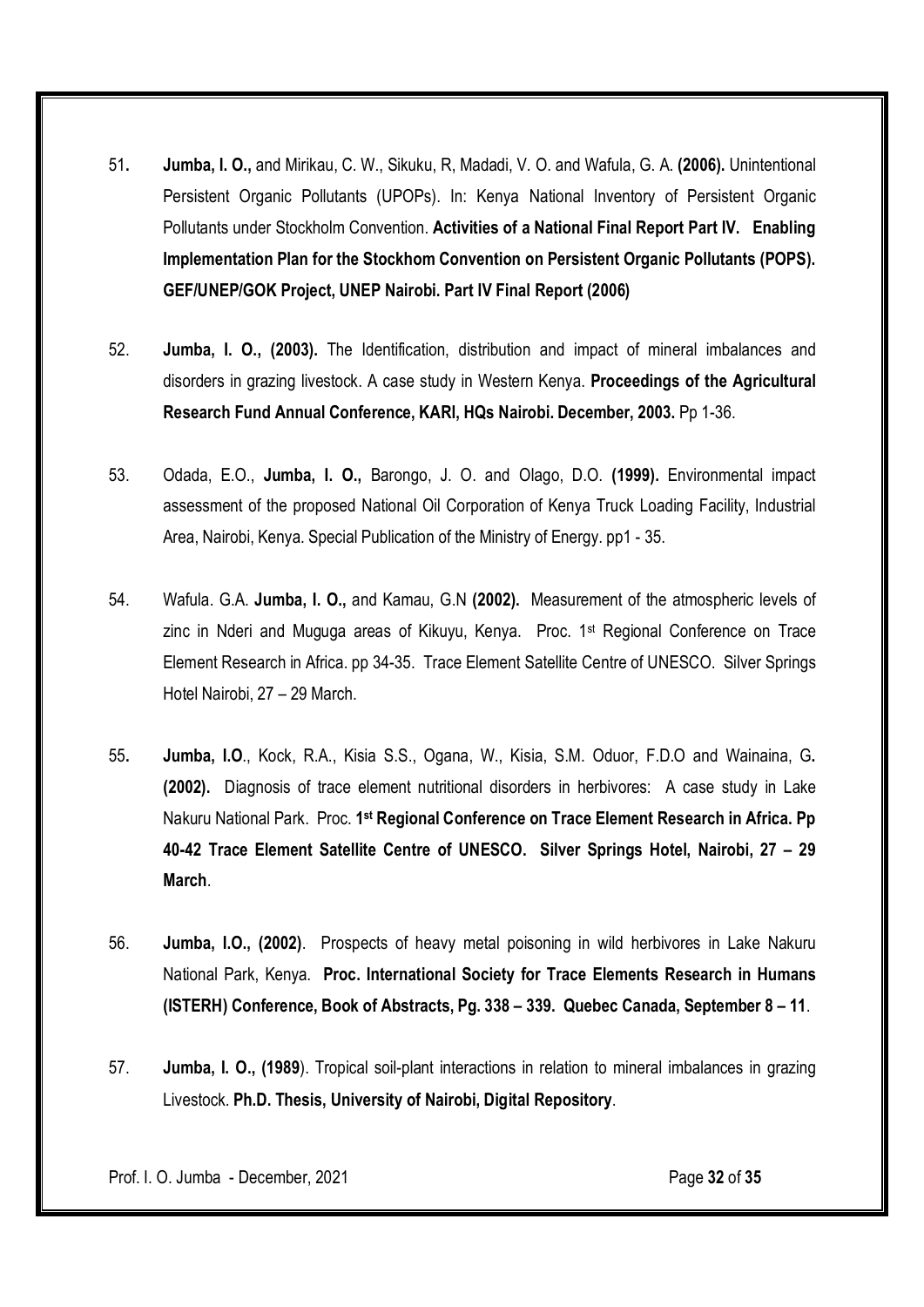51**.** **Jumba, I. O.,** and Mirikau, C. W., Sikuku, R, Madadi, V. O. and Wafula, G. A. **(2006).** Unintentional Persistent Organic Pollutants (UPOPs). In: Kenya National Inventory of Persistent Organic Pollutants under Stockholm Convention. **Activities of a National Final Report Part IV. Enabling Implementation Plan for the Stockhom Convention on Persistent Organic Pollutants (POPS). GEF/UNEP/GOK Project, UNEP Nairobi. Part IV Final Report (2006)**

52. **Jumba, I. O., (2003).** The Identification, distribution and impact of mineral imbalances and disorders in grazing livestock. A case study in Western Kenya. **Proceedings of the Agricultural Research Fund Annual Conference, KARI, HQs Nairobi. December, 2003.** Pp 1-36.

53. Odada, E.O., **Jumba, I. O.,** Barongo, J. O. and Olago, D.O. **(1999).** Environmental impact assessment of the proposed National Oil Corporation of Kenya Truck Loading Facility, Industrial Area, Nairobi, Kenya. Special Publication of the Ministry of Energy. pp1 - 35.

54. Wafula. G.A. **Jumba, I. O.,** and Kamau, G.N **(2002).** Measurement of the atmospheric levels of zinc in Nderi and Muguga areas of Kikuyu, Kenya. Proc. 1st Regional Conference on Trace Element Research in Africa. pp 34-35. Trace Element Satellite Centre of UNESCO. Silver Springs Hotel Nairobi, 27 – 29 March.

55**.** **Jumba, I.O**., Kock, R.A., Kisia S.S., Ogana, W., Kisia, S.M. Oduor, F.D.O and Wainaina, G**. (2002).** Diagnosis of trace element nutritional disorders in herbivores: A case study in Lake Nakuru National Park. Proc. **1st Regional Conference on Trace Element Research in Africa. Pp 40-42 Trace Element Satellite Centre of UNESCO. Silver Springs Hotel, Nairobi, 27 – 29 March**.

56. **Jumba, I.O., (2002)**. Prospects of heavy metal poisoning in wild herbivores in Lake Nakuru National Park, Kenya. **Proc. International Society for Trace Elements Research in Humans (ISTERH) Conference, Book of Abstracts, Pg. 338 – 339. Quebec Canada, September 8 – 11**.

57. **Jumba, I. O., (1989**). Tropical soil-plant interactions in relation to mineral imbalances in grazing Livestock. **Ph.D. Thesis, University of Nairobi, Digital Repository**.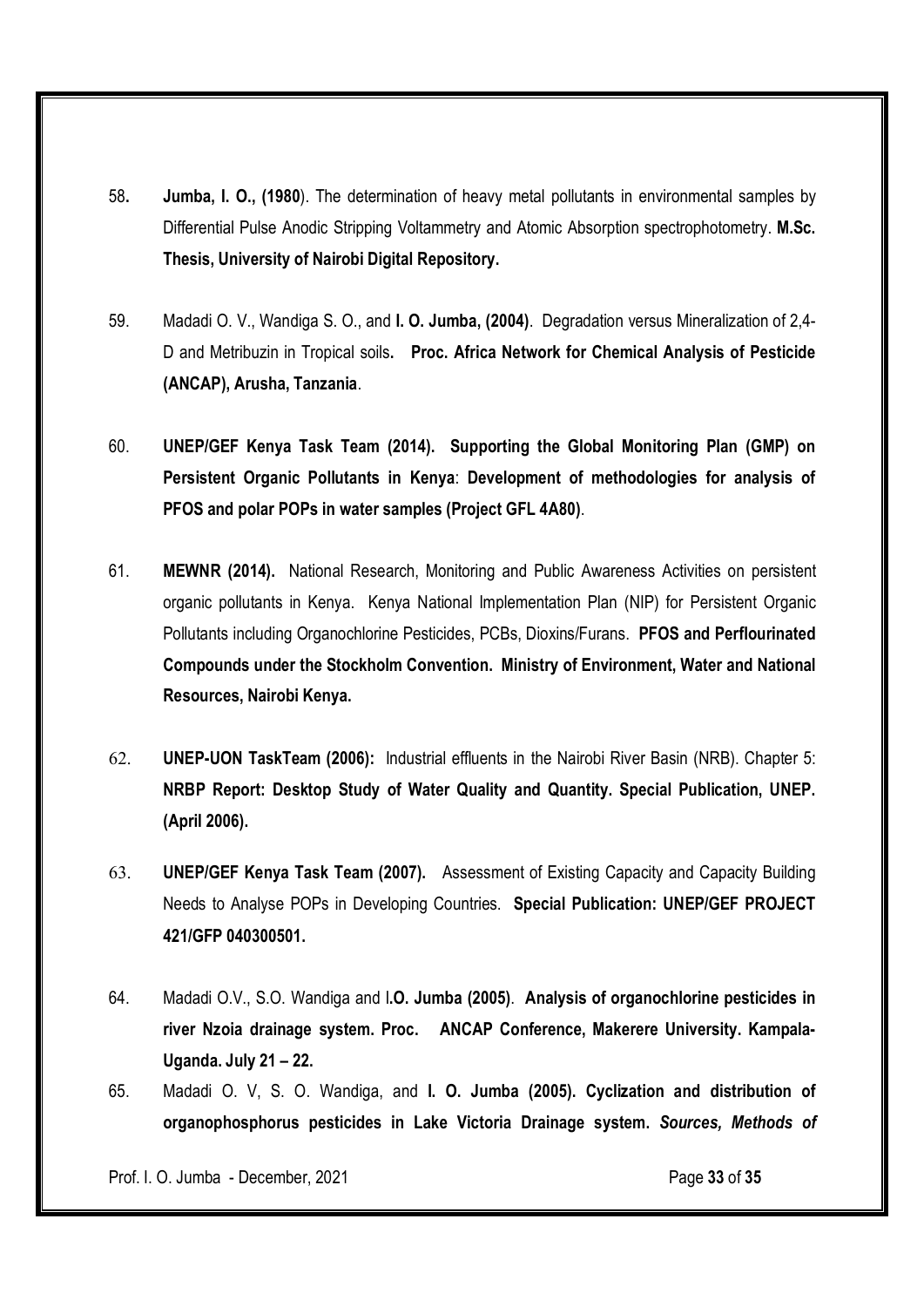58. **Jumba, I. O., (1980**). The determination of heavy metal pollutants in environmental samples by Differential Pulse Anodic Stripping Voltammetry and Atomic Absorption spectrophotometry. **M.Sc. Thesis, University of Nairobi Digital Repository.**

59. Madadi O. V., Wandiga S. O., and **I. O. Jumba, (2004)**. Degradation versus Mineralization of 2,4-D and Metribuzin in Tropical soils**. Proc. Africa Network for Chemical Analysis of Pesticide (ANCAP), Arusha, Tanzania**.

60. **UNEP/GEF Kenya Task Team (2014). Supporting the Global Monitoring Plan (GMP) on Persistent Organic Pollutants in Kenya**: **Development of methodologies for analysis of PFOS and polar POPs in water samples (Project GFL 4A80)**.

61. **MEWNR (2014).** National Research, Monitoring and Public Awareness Activities on persistent organic pollutants in Kenya. Kenya National Implementation Plan (NIP) for Persistent Organic Pollutants including Organochlorine Pesticides, PCBs, Dioxins/Furans. **PFOS and Perflourinated Compounds under the Stockholm Convention. Ministry of Environment, Water and National Resources, Nairobi Kenya.**

62. **UNEP-UON TaskTeam (2006):** Industrial effluents in the Nairobi River Basin (NRB). Chapter 5: **NRBP Report: Desktop Study of Water Quality and Quantity. Special Publication, UNEP. (April 2006).**

63. **UNEP/GEF Kenya Task Team (2007).** Assessment of Existing Capacity and Capacity Building Needs to Analyse POPs in Developing Countries. **Special Publication: UNEP/GEF PROJECT 421/GFP 040300501.**

64. Madadi O.V., S.O. Wandiga and I**.O. Jumba (2005)**. **Analysis of organochlorine pesticides in river Nzoia drainage system. Proc. ANCAP Conference, Makerere University. Kampala-Uganda. July 21 – 22.**

65. Madadi O. V, S. O. Wandiga, and **I. O. Jumba (2005). Cyclization and distribution of organophosphorus pesticides in Lake Victoria Drainage system.** ***Sources, Methods of***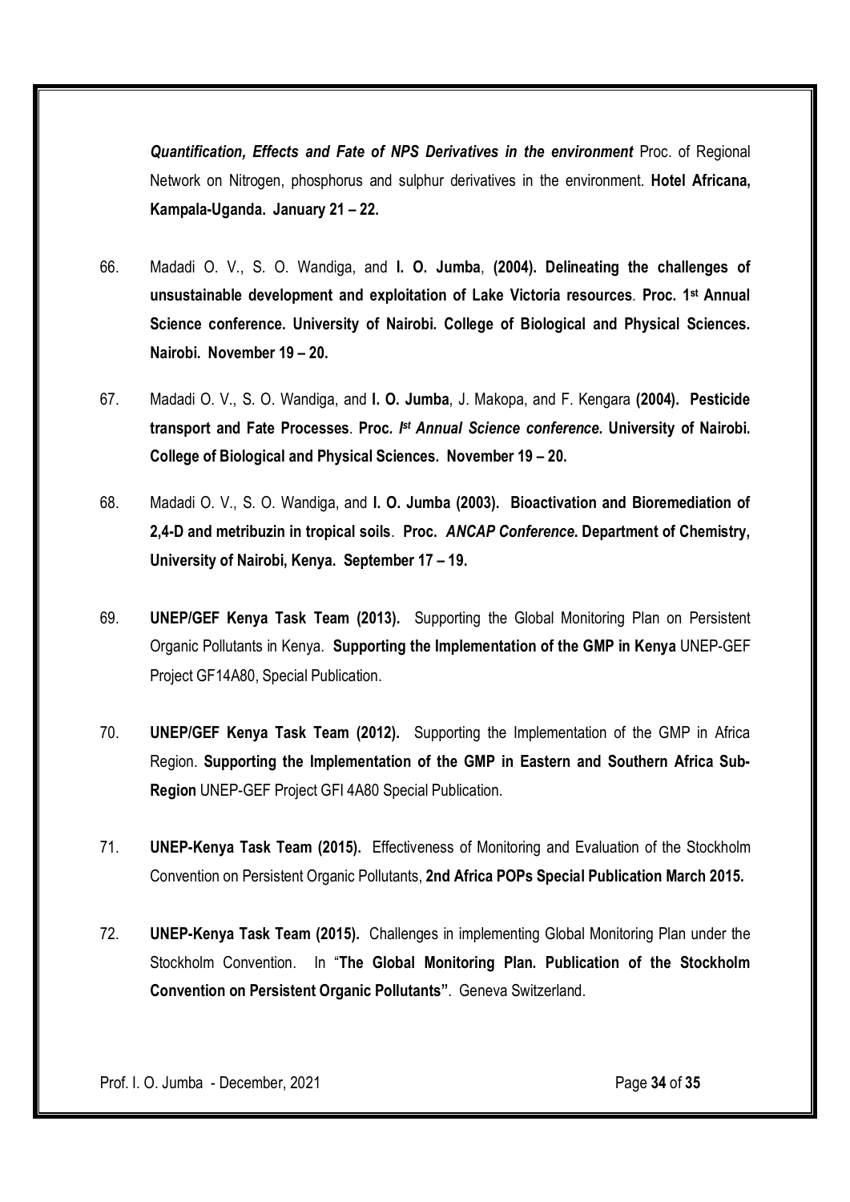***Quantification, Effects and Fate of NPS Derivatives in the environment*** Proc. of Regional Network on Nitrogen, phosphorus and sulphur derivatives in the environment. **Hotel Africana, Kampala-Uganda. January 21 – 22.**

66. Madadi O. V., S. O. Wandiga, and **I. O. Jumba**, **(2004). Delineating the challenges of unsustainable development and exploitation of Lake Victoria resources**. **Proc. 1st Annual Science conference. University of Nairobi. College of Biological and Physical Sciences. Nairobi. November 19 – 20.**

67. Madadi O. V., S. O. Wandiga, and **I. O. Jumba**, J. Makopa, and F. Kengara **(2004). Pesticide transport and Fate Processes**. **Proc. *Ist Annual Science conference*. University of Nairobi. College of Biological and Physical Sciences. November 19 – 20.**

68. Madadi O. V., S. O. Wandiga, and **I. O. Jumba (2003). Bioactivation and Bioremediation of 2,4-D and metribuzin in tropical soils**. **Proc. *ANCAP Conference*. Department of Chemistry, University of Nairobi, Kenya. September 17 – 19.**

69. **UNEP/GEF Kenya Task Team (2013).** Supporting the Global Monitoring Plan on Persistent Organic Pollutants in Kenya. **Supporting the Implementation of the GMP in Kenya** UNEP-GEF Project GF14A80, Special Publication.

70. **UNEP/GEF Kenya Task Team (2012).** Supporting the Implementation of the GMP in Africa Region. **Supporting the Implementation of the GMP in Eastern and Southern Africa Sub-Region** UNEP-GEF Project GFI 4A80 Special Publication.

71. **UNEP-Kenya Task Team (2015).** Effectiveness of Monitoring and Evaluation of the Stockholm Convention on Persistent Organic Pollutants, **2nd Africa POPs Special Publication March 2015.**

72. **UNEP-Kenya Task Team (2015).** Challenges in implementing Global Monitoring Plan under the Stockholm Convention. In "**The Global Monitoring Plan. Publication of the Stockholm Convention on Persistent Organic Pollutants"**. Geneva Switzerland.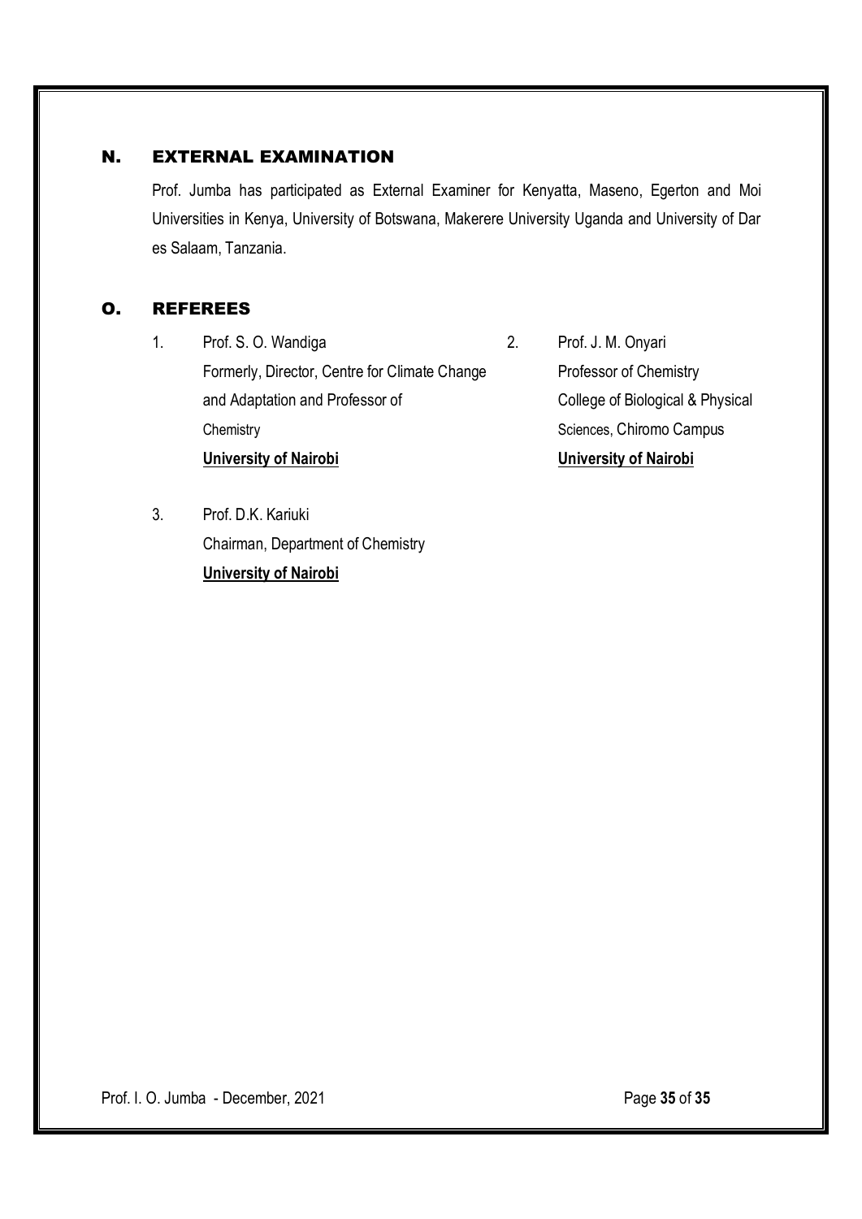## N. EXTERNAL EXAMINATION

Prof. Jumba has participated as External Examiner for Kenyatta, Maseno, Egerton and Moi Universities in Kenya, University of Botswana, Makerere University Uganda and University of Dar es Salaam, Tanzania.

## O. REFEREES

1. Prof. S. O. Wandiga
   Formerly, Director, Centre for Climate Change and Adaptation and Professor of Chemistry
   **University of Nairobi**

2. Prof. J. M. Onyari
   Professor of Chemistry
   College of Biological & Physical Sciences, Chiromo Campus
   **University of Nairobi**

3. Prof. D.K. Kariuki
   Chairman, Department of Chemistry
   **University of Nairobi**